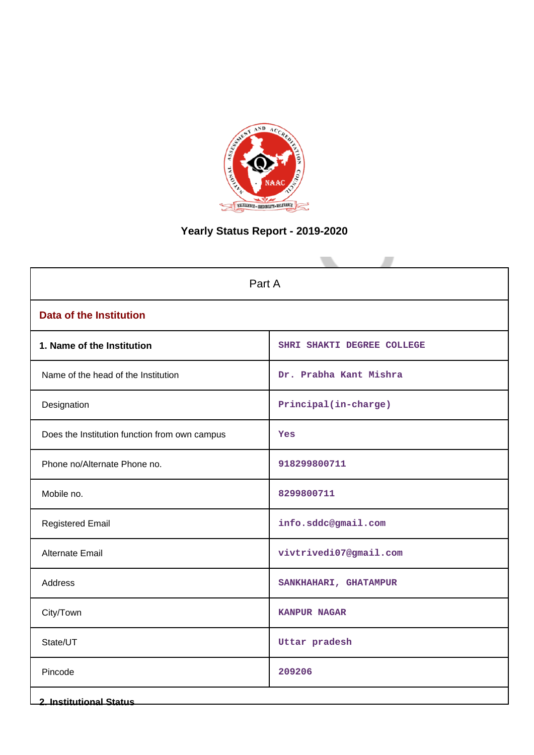# Yearly Status Report - 2019-2020

| Part A | |
|---|---|
| **Data of the Institution** | |
| **1. Name of the Institution** | SHRI SHAKTI DEGREE COLLEGE |
| Name of the head of the Institution | Dr. Prabha Kant Mishra |
| Designation | Principal(in-charge) |
| Does the Institution function from own campus | Yes |
| Phone no/Alternate Phone no. | 918299800711 |
| Mobile no. | 8299800711 |
| Registered Email | info.sddc@gmail.com |
| Alternate Email | vivtrivedi07@gmail.com |
| Address | SANKHAHARI, GHATAMPUR |
| City/Town | KANPUR NAGAR |
| State/UT | Uttar pradesh |
| Pincode | 209206 |

**2. Institutional Status**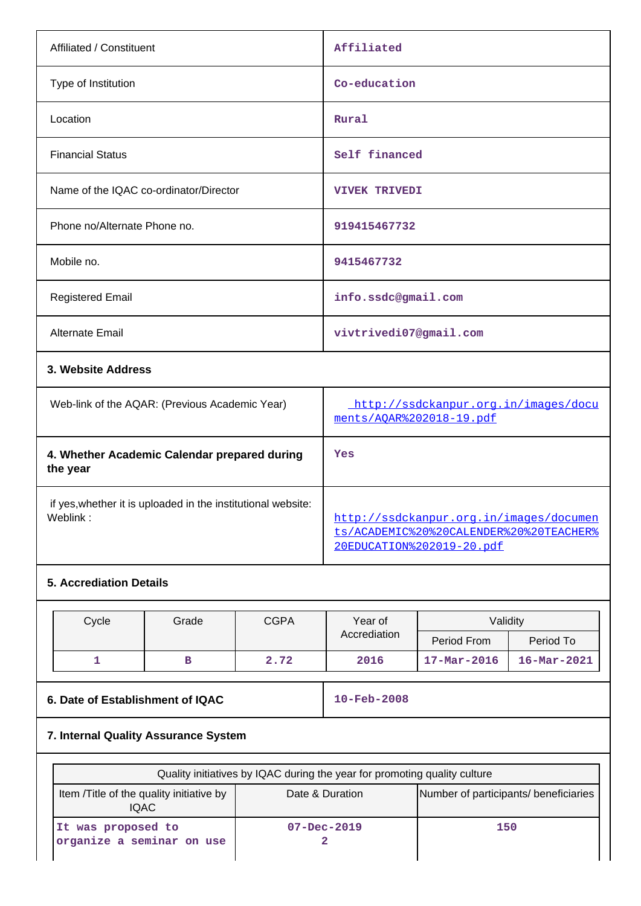| | |
|---|---|
| Affiliated / Constituent | Affiliated |
| Type of Institution | Co-education |
| Location | Rural |
| Financial Status | Self financed |
| Name of the IQAC co-ordinator/Director | VIVEK TRIVEDI |
| Phone no/Alternate Phone no. | 919415467732 |
| Mobile no. | 9415467732 |
| Registered Email | info.ssdc@gmail.com |
| Alternate Email | vivtrivedi07@gmail.com |

**3. Website Address**

| | |
|---|---|
| Web-link of the AQAR: (Previous Academic Year) | http://ssdckanpur.org.in/images/documents/AQAR%202018-19.pdf |
| **4. Whether Academic Calendar prepared during the year** | Yes |
| if yes,whether it is uploaded in the institutional website: Weblink : | http://ssdckanpur.org.in/images/documents/ACADEMIC%20%20CALENDER%20%20TEACHER%20EDUCATION%202019-20.pdf |

**5. Accrediation Details**

| Cycle | Grade | CGPA | Year of Accrediation | Validity | |
|---|---|---|---|---|---|
| | | | | Period From | Period To |
| 1 | B | 2.72 | 2016 | 17-Mar-2016 | 16-Mar-2021 |

| | |
|---|---|
| **6. Date of Establishment of IQAC** | 10-Feb-2008 |

**7. Internal Quality Assurance System**

| Quality initiatives by IQAC during the year for promoting quality culture | | |
|---|---|---|
| Item /Title of the quality initiative by IQAC | Date & Duration | Number of participants/ beneficiaries |
| It was proposed to organize a seminar on use | 07-Dec-2019 2 | 150 |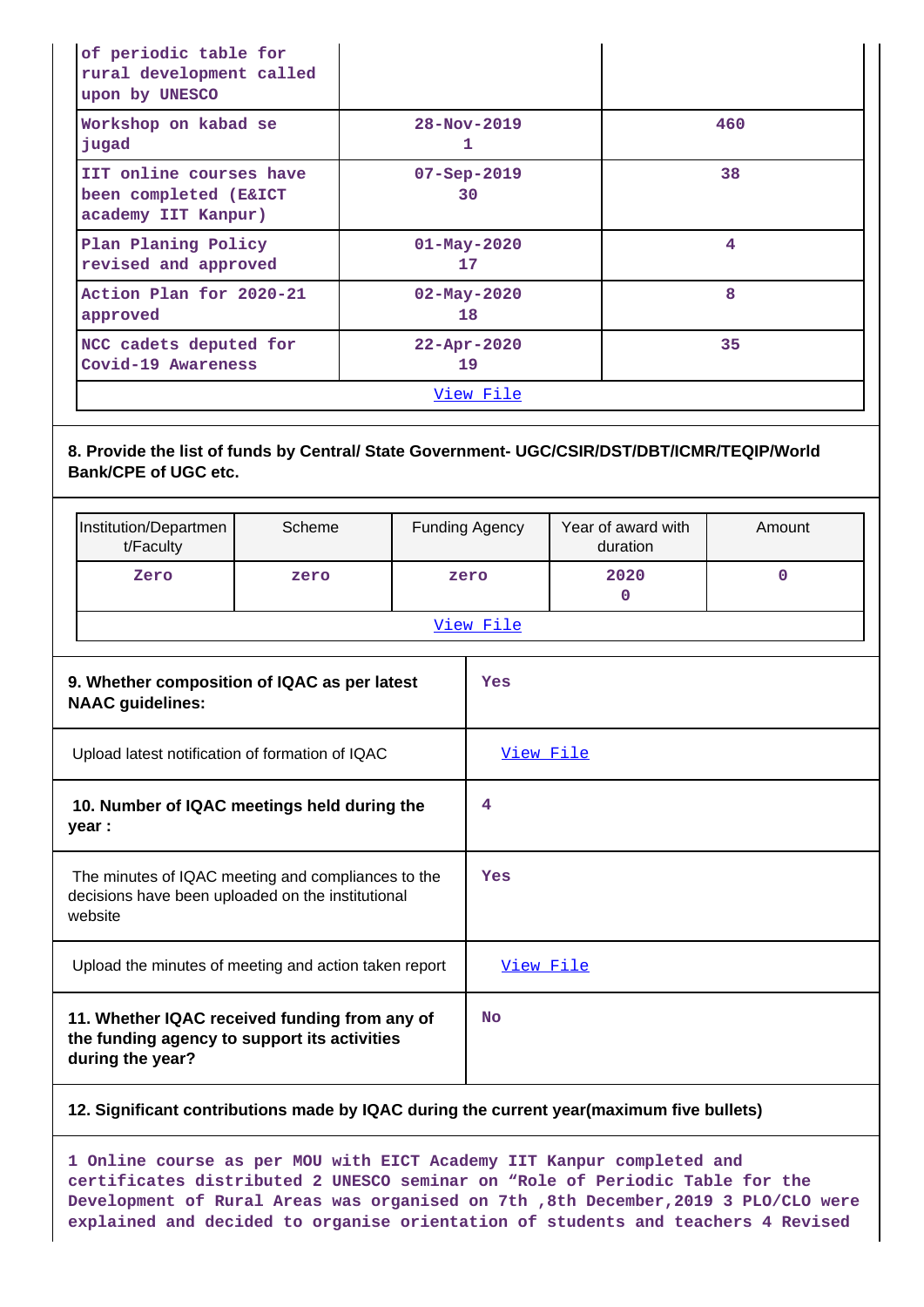| | | |
|---|---|---|
| of periodic table for rural development called upon by UNESCO | | |
| Workshop on kabad se jugad | 28-Nov-2019 1 | 460 |
| IIT online courses have been completed (E&ICT academy IIT Kanpur) | 07-Sep-2019 30 | 38 |
| Plan Planing Policy revised and approved | 01-May-2020 17 | 4 |
| Action Plan for 2020-21 approved | 02-May-2020 18 | 8 |
| NCC cadets deputed for Covid-19 Awareness | 22-Apr-2020 19 | 35 |
| View File | | |

**8. Provide the list of funds by Central/ State Government- UGC/CSIR/DST/DBT/ICMR/TEQIP/World Bank/CPE of UGC etc.**

| Institution/Department/Faculty | Scheme | Funding Agency | Year of award with duration | Amount |
|---|---|---|---|---|
| Zero | zero | zero | 2020 0 | 0 |
| View File | | | | |

| | |
|---|---|
| **9. Whether composition of IQAC as per latest NAAC guidelines:** | Yes |
| Upload latest notification of formation of IQAC | View File |
| **10. Number of IQAC meetings held during the year :** | 4 |
| The minutes of IQAC meeting and compliances to the decisions have been uploaded on the institutional website | Yes |
| Upload the minutes of meeting and action taken report | View File |
| **11. Whether IQAC received funding from any of the funding agency to support its activities during the year?** | No |

**12. Significant contributions made by IQAC during the current year(maximum five bullets)**

1 Online course as per MOU with EICT Academy IIT Kanpur completed and certificates distributed 2 UNESCO seminar on “Role of Periodic Table for the Development of Rural Areas was organised on 7th ,8th December,2019 3 PLO/CLO were explained and decided to organise orientation of students and teachers 4 Revised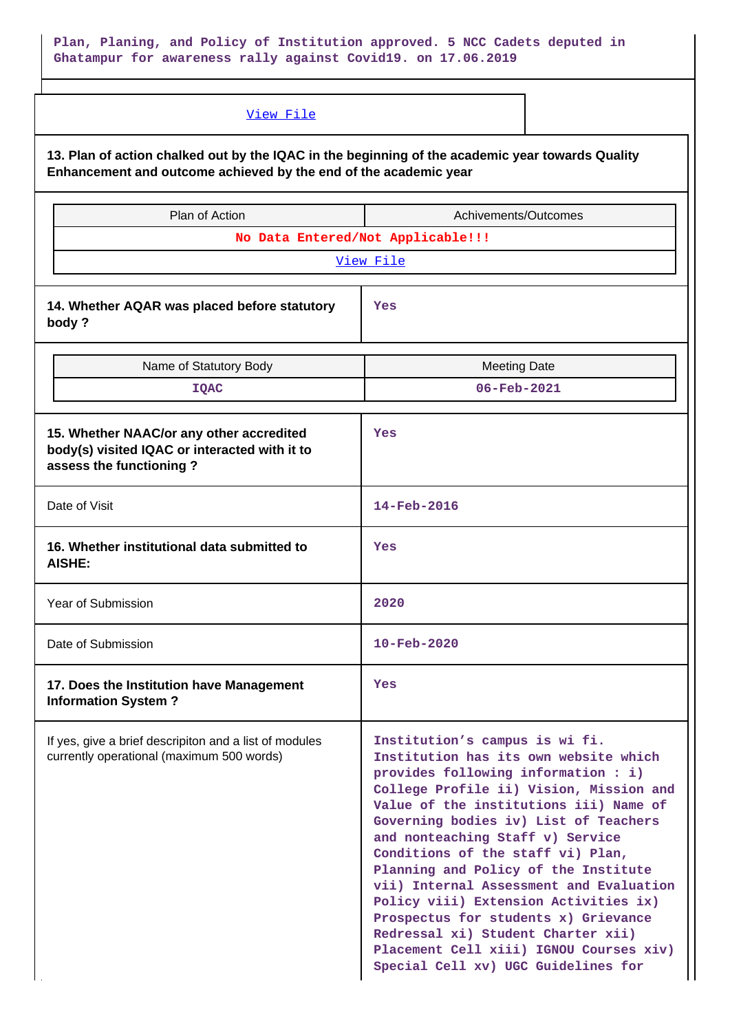Plan, Planing, and Policy of Institution approved. 5 NCC Cadets deputed in Ghatampur for awareness rally against Covid19. on 17.06.2019

View File

**13. Plan of action chalked out by the IQAC in the beginning of the academic year towards Quality Enhancement and outcome achieved by the end of the academic year**

| Plan of Action | Achivements/Outcomes |
|---|---|
| No Data Entered/Not Applicable!!! | |
| View File | |

| **14. Whether AQAR was placed before statutory body ?** | Yes |
|---|---|

| Name of Statutory Body | Meeting Date |
|---|---|
| IQAC | 06-Feb-2021 |

| **15. Whether NAAC/or any other accredited body(s) visited IQAC or interacted with it to assess the functioning ?** | Yes |
|---|---|
| Date of Visit | 14-Feb-2016 |
| **16. Whether institutional data submitted to AISHE:** | Yes |
| Year of Submission | 2020 |
| Date of Submission | 10-Feb-2020 |
| **17. Does the Institution have Management Information System ?** | Yes |
| If yes, give a brief descripiton and a list of modules currently operational (maximum 500 words) | Institution's campus is wi fi. Institution has its own website which provides following information : i) College Profile ii) Vision, Mission and Value of the institutions iii) Name of Governing bodies iv) List of Teachers and nonteaching Staff v) Service Conditions of the staff vi) Plan, Planning and Policy of the Institute vii) Internal Assessment and Evaluation Policy viii) Extension Activities ix) Prospectus for students x) Grievance Redressal xi) Student Charter xii) Placement Cell xiii) IGNOU Courses xiv) Special Cell xv) UGC Guidelines for |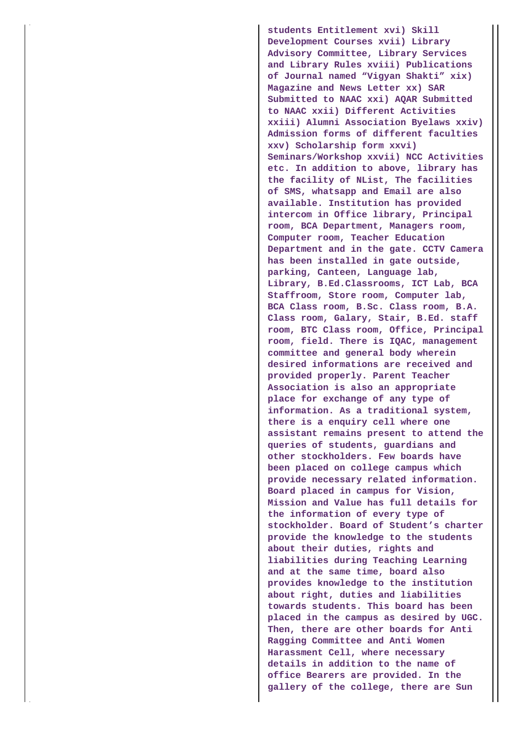students Entitlement xvi) Skill Development Courses xvii) Library Advisory Committee, Library Services and Library Rules xviii) Publications of Journal named “Vigyan Shakti” xix) Magazine and News Letter xx) SAR Submitted to NAAC xxi) AQAR Submitted to NAAC xxii) Different Activities xxiii) Alumni Association Byelaws xxiv) Admission forms of different faculties xxv) Scholarship form xxvi) Seminars/Workshop xxvii) NCC Activities etc. In addition to above, library has the facility of NList, The facilities of SMS, whatsapp and Email are also available. Institution has provided intercom in Office library, Principal room, BCA Department, Managers room, Computer room, Teacher Education Department and in the gate. CCTV Camera has been installed in gate outside, parking, Canteen, Language lab, Library, B.Ed.Classrooms, ICT Lab, BCA Staffroom, Store room, Computer lab, BCA Class room, B.Sc. Class room, B.A. Class room, Galary, Stair, B.Ed. staff room, BTC Class room, Office, Principal room, field. There is IQAC, management committee and general body wherein desired informations are received and provided properly. Parent Teacher Association is also an appropriate place for exchange of any type of information. As a traditional system, there is a enquiry cell where one assistant remains present to attend the queries of students, guardians and other stockholders. Few boards have been placed on college campus which provide necessary related information. Board placed in campus for Vision, Mission and Value has full details for the information of every type of stockholder. Board of Student’s charter provide the knowledge to the students about their duties, rights and liabilities during Teaching Learning and at the same time, board also provides knowledge to the institution about right, duties and liabilities towards students. This board has been placed in the campus as desired by UGC. Then, there are other boards for Anti Ragging Committee and Anti Women Harassment Cell, where necessary details in addition to the name of office Bearers are provided. In the gallery of the college, there are Sun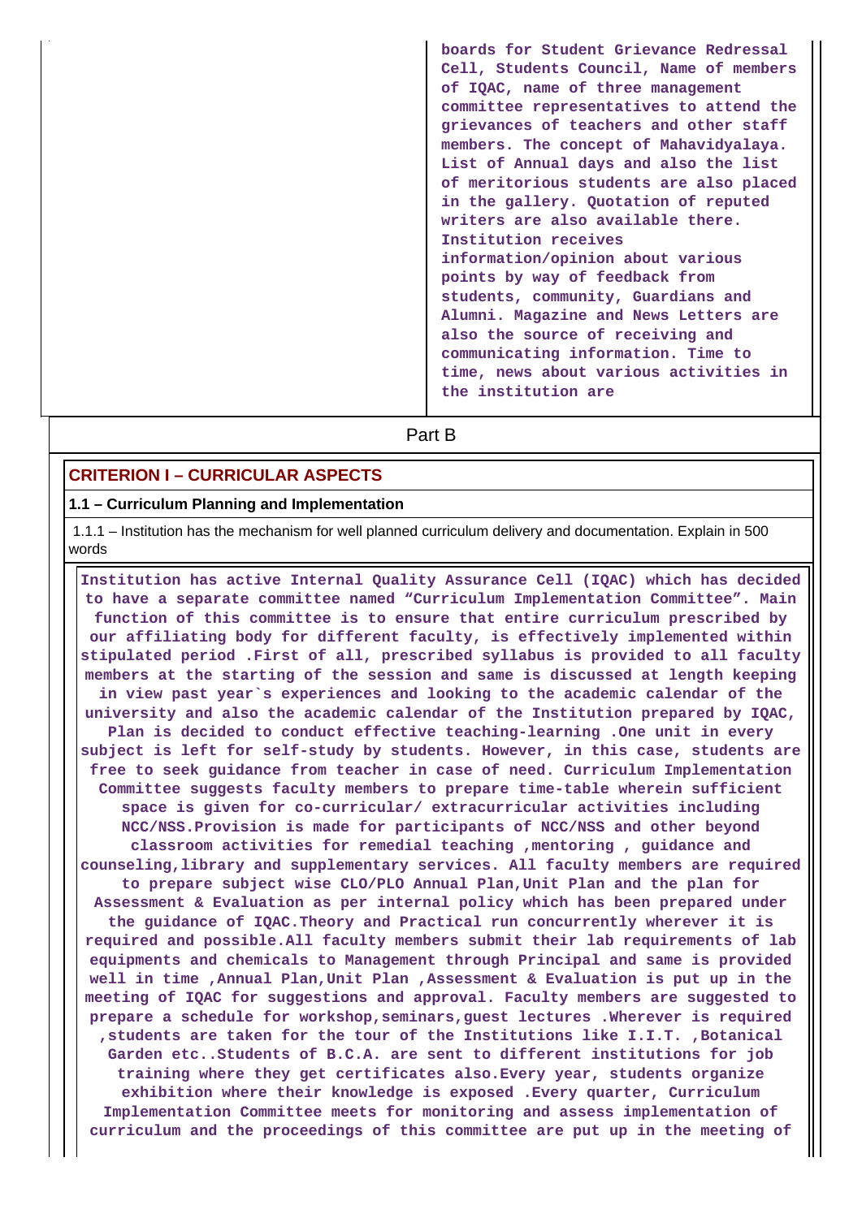| | boards for Student Grievance Redressal Cell, Students Council, Name of members of IQAC, name of three management committee representatives to attend the grievances of teachers and other staff members. The concept of Mahavidyalaya. List of Annual days and also the list of meritorious students are also placed in the gallery. Quotation of reputed writers are also available there. Institution receives information/opinion about various points by way of feedback from students, community, Guardians and Alumni. Magazine and News Letters are also the source of receiving and communicating information. Time to time, news about various activities in the institution are |
|---|---|

## Part B

### CRITERION I – CURRICULAR ASPECTS

**1.1 – Curriculum Planning and Implementation**

1.1.1 – Institution has the mechanism for well planned curriculum delivery and documentation. Explain in 500 words

**Institution has active Internal Quality Assurance Cell (IQAC) which has decided to have a separate committee named “Curriculum Implementation Committee”. Main function of this committee is to ensure that entire curriculum prescribed by our affiliating body for different faculty, is effectively implemented within stipulated period .First of all, prescribed syllabus is provided to all faculty members at the starting of the session and same is discussed at length keeping in view past year`s experiences and looking to the academic calendar of the university and also the academic calendar of the Institution prepared by IQAC, Plan is decided to conduct effective teaching-learning .One unit in every subject is left for self-study by students. However, in this case, students are free to seek guidance from teacher in case of need. Curriculum Implementation Committee suggests faculty members to prepare time-table wherein sufficient space is given for co-curricular/ extracurricular activities including NCC/NSS.Provision is made for participants of NCC/NSS and other beyond classroom activities for remedial teaching ,mentoring , guidance and counseling,library and supplementary services. All faculty members are required to prepare subject wise CLO/PLO Annual Plan,Unit Plan and the plan for Assessment & Evaluation as per internal policy which has been prepared under the guidance of IQAC.Theory and Practical run concurrently wherever it is required and possible.All faculty members submit their lab requirements of lab equipments and chemicals to Management through Principal and same is provided well in time ,Annual Plan,Unit Plan ,Assessment & Evaluation is put up in the meeting of IQAC for suggestions and approval. Faculty members are suggested to prepare a schedule for workshop,seminars,guest lectures .Wherever is required ,students are taken for the tour of the Institutions like I.I.T. ,Botanical Garden etc..Students of B.C.A. are sent to different institutions for job training where they get certificates also.Every year, students organize exhibition where their knowledge is exposed .Every quarter, Curriculum Implementation Committee meets for monitoring and assess implementation of curriculum and the proceedings of this committee are put up in the meeting of**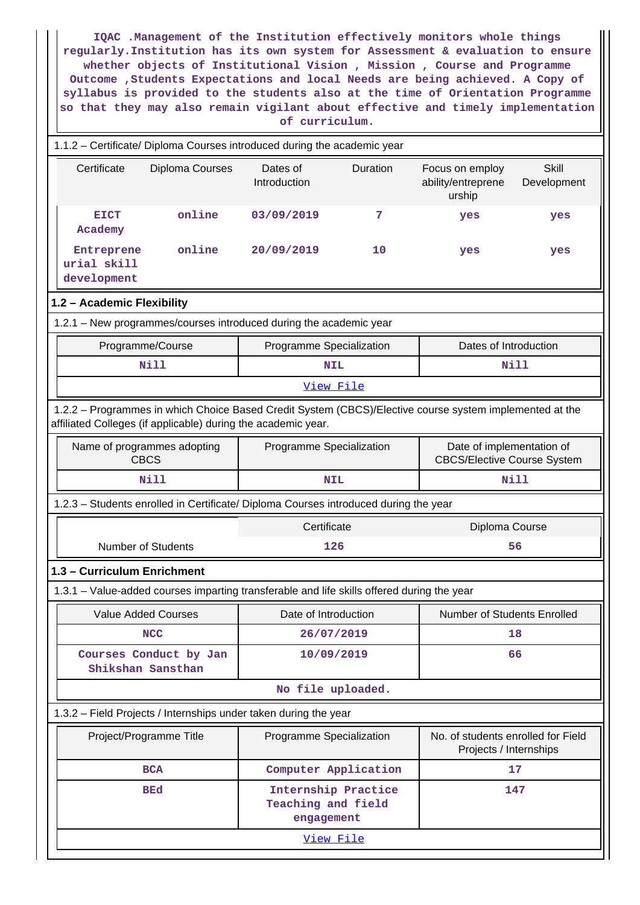IQAC .Management of the Institution effectively monitors whole things regularly.Institution has its own system for Assessment & evaluation to ensure whether objects of Institutional Vision , Mission , Course and Programme Outcome ,Students Expectations and local Needs are being achieved. A Copy of syllabus is provided to the students also at the time of Orientation Programme so that they may also remain vigilant about effective and timely implementation of curriculum.

1.1.2 – Certificate/ Diploma Courses introduced during the academic year

| Certificate | Diploma Courses | Dates of Introduction | Duration | Focus on employ ability/entreprene urship | Skill Development |
|---|---|---|---|---|---|
| EICT Academy | online | 03/09/2019 | 7 | yes | yes |
| Entreprene urial skill development | online | 20/09/2019 | 10 | yes | yes |

## 1.2 – Academic Flexibility

1.2.1 – New programmes/courses introduced during the academic year

| Programme/Course | Programme Specialization | Dates of Introduction |
|---|---|---|
| Nill | NIL | Nill |
| View File | | |

1.2.2 – Programmes in which Choice Based Credit System (CBCS)/Elective course system implemented at the affiliated Colleges (if applicable) during the academic year.

| Name of programmes adopting CBCS | Programme Specialization | Date of implementation of CBCS/Elective Course System |
|---|---|---|
| Nill | NIL | Nill |

1.2.3 – Students enrolled in Certificate/ Diploma Courses introduced during the year

| | Certificate | Diploma Course |
|---|---|---|
| Number of Students | 126 | 56 |

## 1.3 – Curriculum Enrichment

1.3.1 – Value-added courses imparting transferable and life skills offered during the year

| Value Added Courses | Date of Introduction | Number of Students Enrolled |
|---|---|---|
| NCC | 26/07/2019 | 18 |
| Courses Conduct by Jan Shikshan Sansthan | 10/09/2019 | 66 |
| No file uploaded. | | |

1.3.2 – Field Projects / Internships under taken during the year

| Project/Programme Title | Programme Specialization | No. of students enrolled for Field Projects / Internships |
|---|---|---|
| BCA | Computer Application | 17 |
| BEd | Internship Practice Teaching and field engagement | 147 |
| View File | | |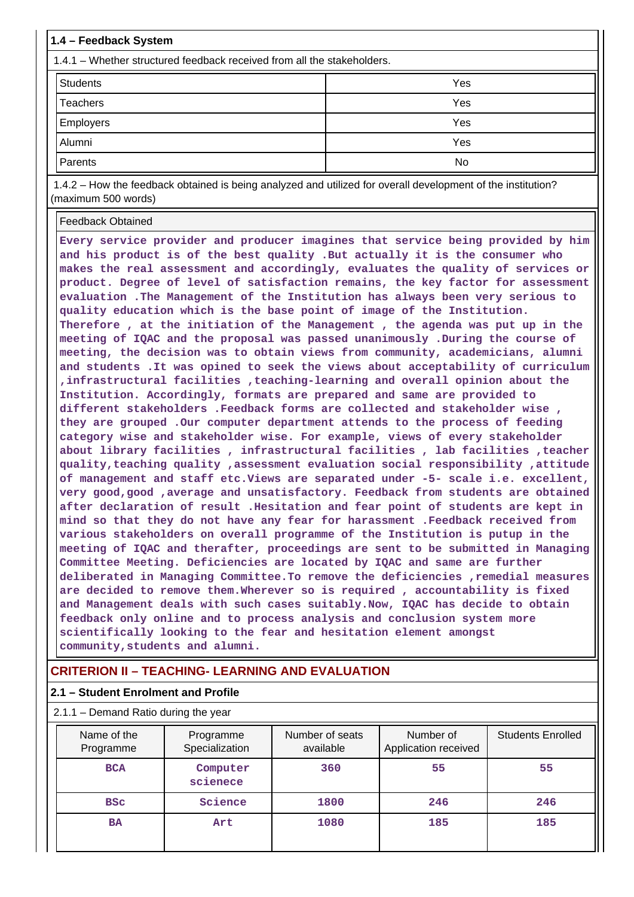### 1.4 – Feedback System

1.4.1 – Whether structured feedback received from all the stakeholders.

| Students | Yes |
|---|---|
| Teachers | Yes |
| Employers | Yes |
| Alumni | Yes |
| Parents | No |

1.4.2 – How the feedback obtained is being analyzed and utilized for overall development of the institution? (maximum 500 words)

| Feedback Obtained |
|---|
| Every service provider and producer imagines that service being provided by him and his product is of the best quality .But actually it is the consumer who makes the real assessment and accordingly, evaluates the quality of services or product. Degree of level of satisfaction remains, the key factor for assessment evaluation .The Management of the Institution has always been very serious to quality education which is the base point of image of the Institution. Therefore , at the initiation of the Management , the agenda was put up in the meeting of IQAC and the proposal was passed unanimously .During the course of meeting, the decision was to obtain views from community, academicians, alumni and students .It was opined to seek the views about acceptability of curriculum ,infrastructural facilities ,teaching-learning and overall opinion about the Institution. Accordingly, formats are prepared and same are provided to different stakeholders .Feedback forms are collected and stakeholder wise , they are grouped .Our computer department attends to the process of feeding category wise and stakeholder wise. For example, views of every stakeholder about library facilities , infrastructural facilities , lab facilities ,teacher quality,teaching quality ,assessment evaluation social responsibility ,attitude of management and staff etc.Views are separated under -5- scale i.e. excellent, very good,good ,average and unsatisfactory. Feedback from students are obtained after declaration of result .Hesitation and fear point of students are kept in mind so that they do not have any fear for harassment .Feedback received from various stakeholders on overall programme of the Institution is putup in the meeting of IQAC and therafter, proceedings are sent to be submitted in Managing Committee Meeting. Deficiencies are located by IQAC and same are further deliberated in Managing Committee.To remove the deficiencies ,remedial measures are decided to remove them.Wherever so is required , accountability is fixed and Management deals with such cases suitably.Now, IQAC has decide to obtain feedback only online and to process analysis and conclusion system more scientifically looking to the fear and hesitation element amongst community,students and alumni. |

## CRITERION II – TEACHING- LEARNING AND EVALUATION

### 2.1 – Student Enrolment and Profile

2.1.1 – Demand Ratio during the year

| Name of the Programme | Programme Specialization | Number of seats available | Number of Application received | Students Enrolled |
|---|---|---|---|---|
| BCA | Computer sciecence | 360 | 55 | 55 |
| BSc | Science | 1800 | 246 | 246 |
| BA | Art | 1080 | 185 | 185 |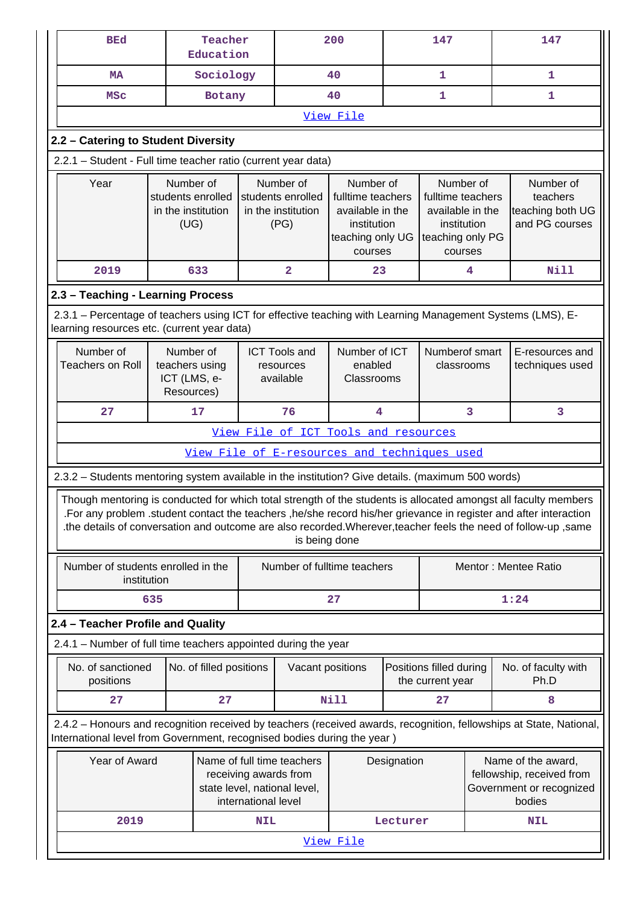| BEd | Teacher Education | 200 | 147 | 147 |
|---|---|---|---|---|
| MA | Sociology | 40 | 1 | 1 |
| MSc | Botany | 40 | 1 | 1 |
| View File | | | | |

## 2.2 – Catering to Student Diversity

2.2.1 – Student - Full time teacher ratio (current year data)

| Year | Number of students enrolled in the institution (UG) | Number of students enrolled in the institution (PG) | Number of fulltime teachers available in the institution teaching only UG courses | Number of fulltime teachers available in the institution teaching only PG courses | Number of teachers teaching both UG and PG courses |
|---|---|---|---|---|---|
| 2019 | 633 | 2 | 23 | 4 | Nill |

## 2.3 – Teaching - Learning Process

2.3.1 – Percentage of teachers using ICT for effective teaching with Learning Management Systems (LMS), E-learning resources etc. (current year data)

| Number of Teachers on Roll | Number of teachers using ICT (LMS, e-Resources) | ICT Tools and resources available | Number of ICT enabled Classrooms | Numberof smart classrooms | E-resources and techniques used |
|---|---|---|---|---|---|
| 27 | 17 | 76 | 4 | 3 | 3 |
| View File of ICT Tools and resources | | | | | |
| View File of E-resources and techniques used | | | | | |

2.3.2 – Students mentoring system available in the institution? Give details. (maximum 500 words)

Though mentoring is conducted for which total strength of the students is allocated amongst all faculty members .For any problem .student contact the teachers ,he/she record his/her grievance in register and after interaction .the details of conversation and outcome are also recorded.Wherever,teacher feels the need of follow-up ,same is being done

| Number of students enrolled in the institution | Number of fulltime teachers | Mentor : Mentee Ratio |
|---|---|---|
| 635 | 27 | 1:24 |

## 2.4 – Teacher Profile and Quality

2.4.1 – Number of full time teachers appointed during the year

| No. of sanctioned positions | No. of filled positions | Vacant positions | Positions filled during the current year | No. of faculty with Ph.D |
|---|---|---|---|---|
| 27 | 27 | Nill | 27 | 8 |

2.4.2 – Honours and recognition received by teachers (received awards, recognition, fellowships at State, National, International level from Government, recognised bodies during the year )

| Year of Award | Name of full time teachers receiving awards from state level, national level, international level | Designation | Name of the award, fellowship, received from Government or recognized bodies |
|---|---|---|---|
| 2019 | NIL | Lecturer | NIL |
| View File | | | |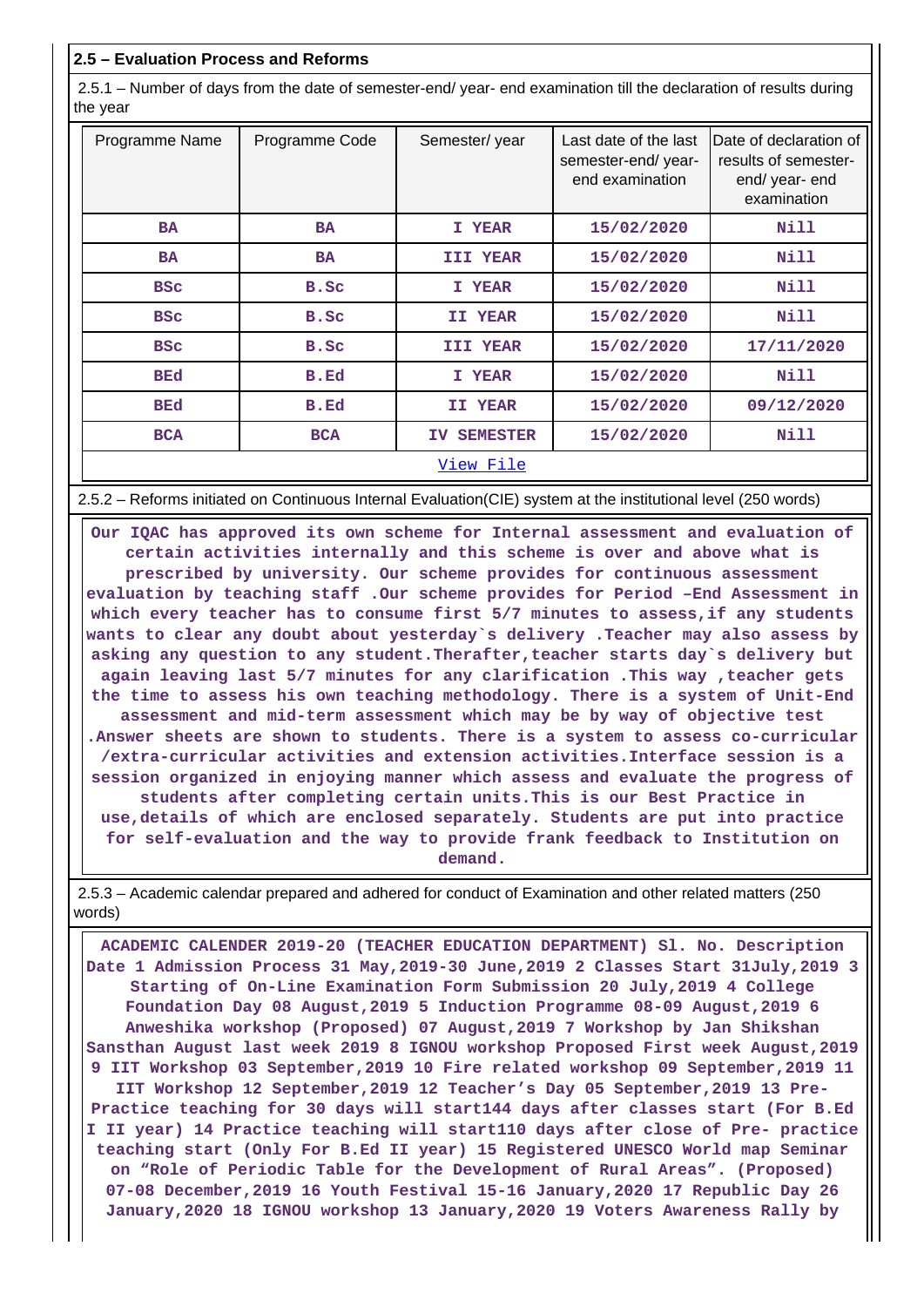## 2.5 – Evaluation Process and Reforms

2.5.1 – Number of days from the date of semester-end/ year- end examination till the declaration of results during the year

| Programme Name | Programme Code | Semester/ year | Last date of the last semester-end/ year- end examination | Date of declaration of results of semester- end/ year- end examination |
|---|---|---|---|---|
| BA | BA | I YEAR | 15/02/2020 | Nill |
| BA | BA | III YEAR | 15/02/2020 | Nill |
| BSc | B.Sc | I YEAR | 15/02/2020 | Nill |
| BSc | B.Sc | II YEAR | 15/02/2020 | Nill |
| BSc | B.Sc | III YEAR | 15/02/2020 | 17/11/2020 |
| BEd | B.Ed | I YEAR | 15/02/2020 | Nill |
| BEd | B.Ed | II YEAR | 15/02/2020 | 09/12/2020 |
| BCA | BCA | IV SEMESTER | 15/02/2020 | Nill |

View File

2.5.2 – Reforms initiated on Continuous Internal Evaluation(CIE) system at the institutional level (250 words)

Our IQAC has approved its own scheme for Internal assessment and evaluation of certain activities internally and this scheme is over and above what is prescribed by university. Our scheme provides for continuous assessment evaluation by teaching staff .Our scheme provides for Period –End Assessment in which every teacher has to consume first 5/7 minutes to assess,if any students wants to clear any doubt about yesterday`s delivery .Teacher may also assess by asking any question to any student.Therafter,teacher starts day`s delivery but again leaving last 5/7 minutes for any clarification .This way ,teacher gets the time to assess his own teaching methodology. There is a system of Unit-End assessment and mid-term assessment which may be by way of objective test .Answer sheets are shown to students. There is a system to assess co-curricular /extra-curricular activities and extension activities.Interface session is a session organized in enjoying manner which assess and evaluate the progress of students after completing certain units.This is our Best Practice in use,details of which are enclosed separately. Students are put into practice for self-evaluation and the way to provide frank feedback to Institution on demand.

2.5.3 – Academic calendar prepared and adhered for conduct of Examination and other related matters (250 words)

ACADEMIC CALENDER 2019-20 (TEACHER EDUCATION DEPARTMENT) Sl. No. Description Date 1 Admission Process 31 May,2019-30 June,2019 2 Classes Start 31July,2019 3 Starting of On-Line Examination Form Submission 20 July,2019 4 College Foundation Day 08 August,2019 5 Induction Programme 08-09 August,2019 6 Anweshika workshop (Proposed) 07 August,2019 7 Workshop by Jan Shikshan Sansthan August last week 2019 8 IGNOU workshop Proposed First week August,2019 9 IIT Workshop 03 September,2019 10 Fire related workshop 09 September,2019 11 IIT Workshop 12 September,2019 12 Teacher's Day 05 September,2019 13 Pre-Practice teaching for 30 days will start144 days after classes start (For B.Ed I II year) 14 Practice teaching will start110 days after close of Pre- practice teaching start (Only For B.Ed II year) 15 Registered UNESCO World map Seminar on "Role of Periodic Table for the Development of Rural Areas". (Proposed) 07-08 December,2019 16 Youth Festival 15-16 January,2020 17 Republic Day 26 January,2020 18 IGNOU workshop 13 January,2020 19 Voters Awareness Rally by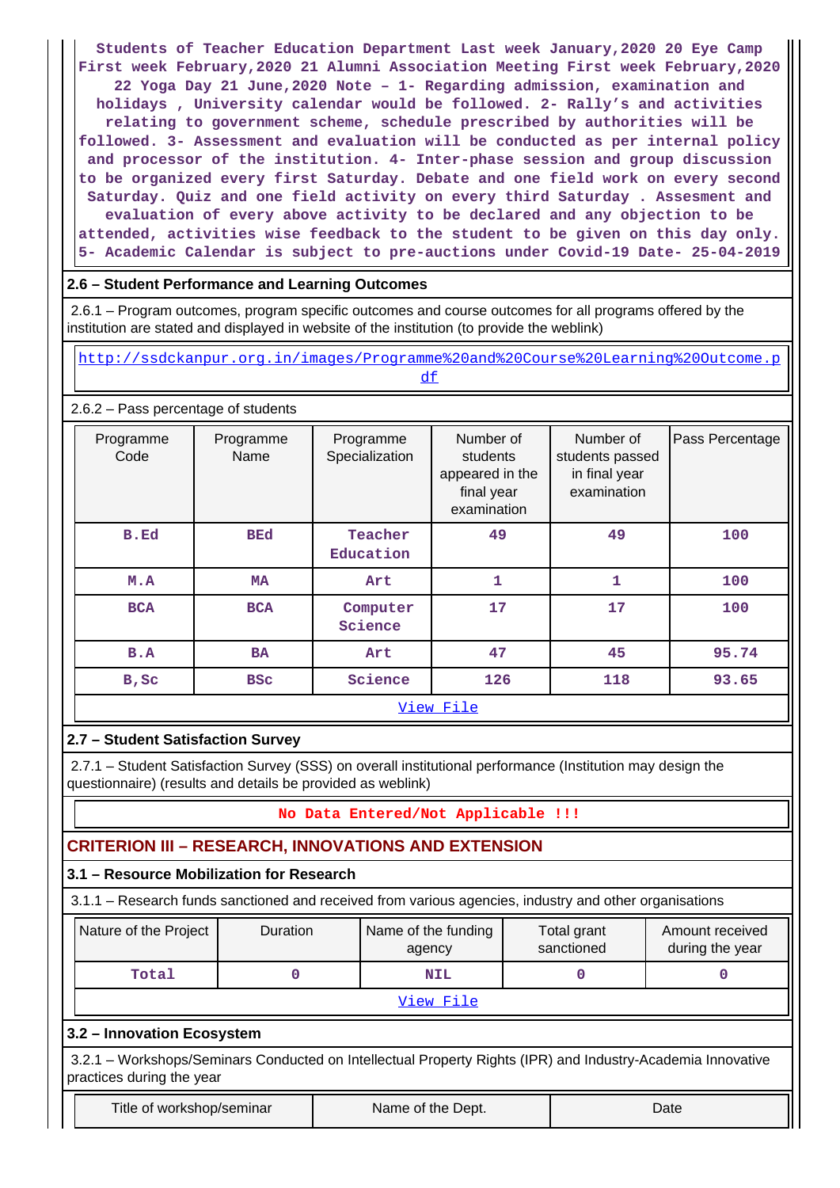Students of Teacher Education Department Last week January,2020 20 Eye Camp First week February,2020 21 Alumni Association Meeting First week February,2020 22 Yoga Day 21 June,2020 Note – 1- Regarding admission, examination and holidays , University calendar would be followed. 2- Rally's and activities relating to government scheme, schedule prescribed by authorities will be followed. 3- Assessment and evaluation will be conducted as per internal policy and processor of the institution. 4- Inter-phase session and group discussion to be organized every first Saturday. Debate and one field work on every second Saturday. Quiz and one field activity on every third Saturday . Assesment and evaluation of every above activity to be declared and any objection to be attended, activities wise feedback to the student to be given on this day only. 5- Academic Calendar is subject to pre-auctions under Covid-19 Date- 25-04-2019

### 2.6 – Student Performance and Learning Outcomes

2.6.1 – Program outcomes, program specific outcomes and course outcomes for all programs offered by the institution are stated and displayed in website of the institution (to provide the weblink)

http://ssdckanpur.org.in/images/Programme%20and%20Course%20Learning%20Outcome.pdf

2.6.2 – Pass percentage of students

| Programme Code | Programme Name | Programme Specialization | Number of students appeared in the final year examination | Number of students passed in final year examination | Pass Percentage |
|---|---|---|---|---|---|
| B.Ed | BEd | Teacher Education | 49 | 49 | 100 |
| M.A | MA | Art | 1 | 1 | 100 |
| BCA | BCA | Computer Science | 17 | 17 | 100 |
| B.A | BA | Art | 47 | 45 | 95.74 |
| B,Sc | BSc | Science | 126 | 118 | 93.65 |

View File

### 2.7 – Student Satisfaction Survey

2.7.1 – Student Satisfaction Survey (SSS) on overall institutional performance (Institution may design the questionnaire) (results and details be provided as weblink)

No Data Entered/Not Applicable !!!

## CRITERION III – RESEARCH, INNOVATIONS AND EXTENSION

### 3.1 – Resource Mobilization for Research

3.1.1 – Research funds sanctioned and received from various agencies, industry and other organisations

| Nature of the Project | Duration | Name of the funding agency | Total grant sanctioned | Amount received during the year |
|---|---|---|---|---|
| Total | 0 | NIL | 0 | 0 |

View File

### 3.2 – Innovation Ecosystem

3.2.1 – Workshops/Seminars Conducted on Intellectual Property Rights (IPR) and Industry-Academia Innovative practices during the year

| Title of workshop/seminar | Name of the Dept. | Date |
|---|---|---|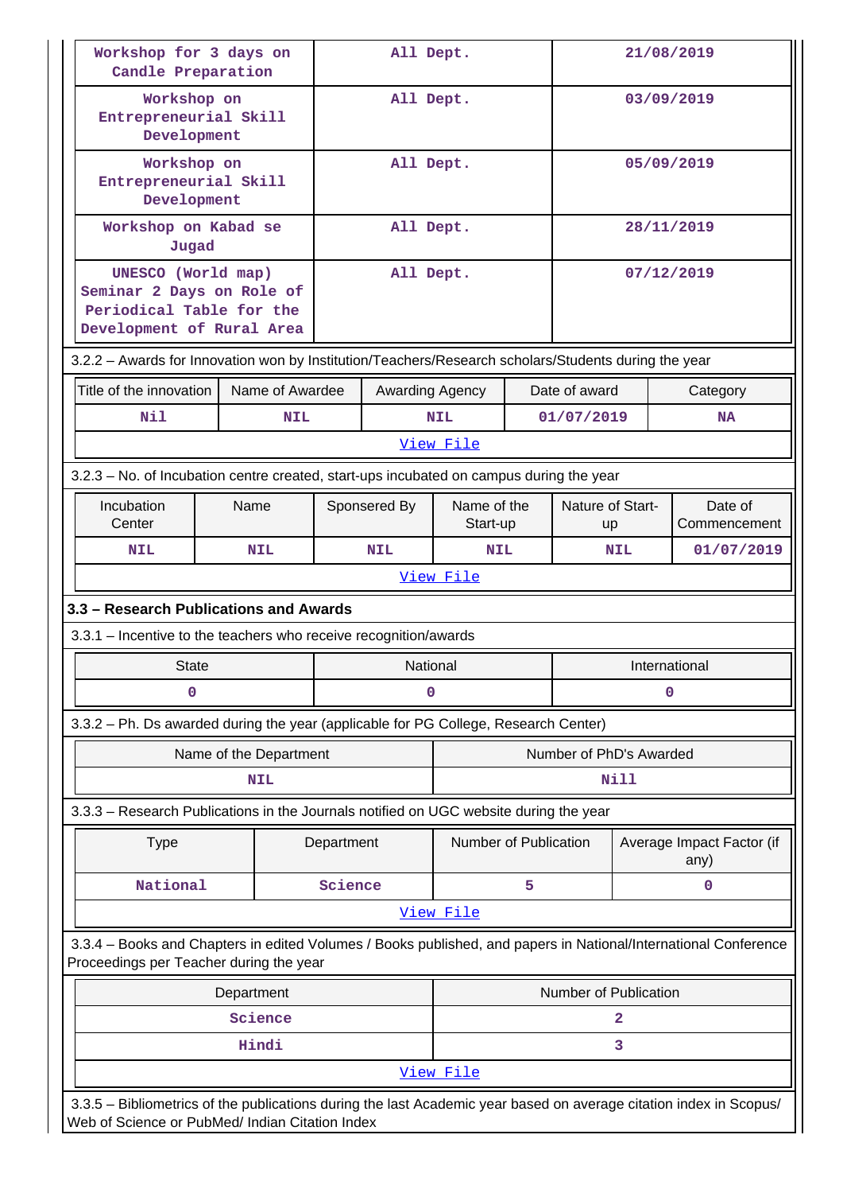| Workshop for 3 days on Candle Preparation | All Dept. | 21/08/2019 |
|---|---|---|
| Workshop on Entrepreneurial Skill Development | All Dept. | 03/09/2019 |
| Workshop on Entrepreneurial Skill Development | All Dept. | 05/09/2019 |
| Workshop on Kabad se Jugad | All Dept. | 28/11/2019 |
| UNESCO (World map) Seminar 2 Days on Role of Periodical Table for the Development of Rural Area | All Dept. | 07/12/2019 |

3.2.2 – Awards for Innovation won by Institution/Teachers/Research scholars/Students during the year

| Title of the innovation | Name of Awardee | Awarding Agency | Date of award | Category |
|---|---|---|---|---|
| Nil | NIL | NIL | 01/07/2019 | NA |
| View File | | | | |

3.2.3 – No. of Incubation centre created, start-ups incubated on campus during the year

| Incubation Center | Name | Sponsered By | Name of the Start-up | Nature of Start-up | Date of Commencement |
|---|---|---|---|---|---|
| NIL | NIL | NIL | NIL | NIL | 01/07/2019 |
| View File | | | | | |

### 3.3 – Research Publications and Awards

3.3.1 – Incentive to the teachers who receive recognition/awards

| State | National | International |
|---|---|---|
| 0 | 0 | 0 |

3.3.2 – Ph. Ds awarded during the year (applicable for PG College, Research Center)

| Name of the Department | Number of PhD's Awarded |
|---|---|
| NIL | Nill |

3.3.3 – Research Publications in the Journals notified on UGC website during the year

| Type | Department | Number of Publication | Average Impact Factor (if any) |
|---|---|---|---|
| National | Science | 5 | 0 |
| View File | | | |

3.3.4 – Books and Chapters in edited Volumes / Books published, and papers in National/International Conference Proceedings per Teacher during the year

| Department | Number of Publication |
|---|---|
| Science | 2 |
| Hindi | 3 |
| View File | |

3.3.5 – Bibliometrics of the publications during the last Academic year based on average citation index in Scopus/ Web of Science or PubMed/ Indian Citation Index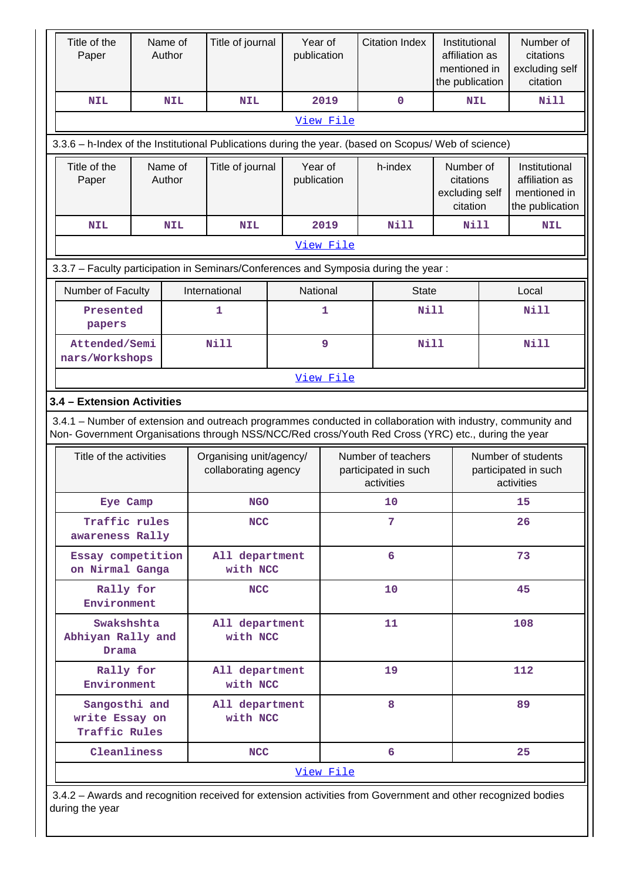| Title of the Paper | Name of Author | Title of journal | Year of publication | Citation Index | Institutional affiliation as mentioned in the publication | Number of citations excluding self citation |
|---|---|---|---|---|---|---|
| NIL | NIL | NIL | 2019 | 0 | NIL | Nill |
| View File | | | | | | |

3.3.6 – h-Index of the Institutional Publications during the year. (based on Scopus/ Web of science)

| Title of the Paper | Name of Author | Title of journal | Year of publication | h-index | Number of citations excluding self citation | Institutional affiliation as mentioned in the publication |
|---|---|---|---|---|---|---|
| NIL | NIL | NIL | 2019 | Nill | Nill | NIL |
| View File | | | | | | |

3.3.7 – Faculty participation in Seminars/Conferences and Symposia during the year :

| Number of Faculty | International | National | State | Local |
|---|---|---|---|---|
| Presented papers | 1 | 1 | Nill | Nill |
| Attended/Seminars/Workshops | Nill | 9 | Nill | Nill |
| View File | | | | |

**3.4 – Extension Activities**

3.4.1 – Number of extension and outreach programmes conducted in collaboration with industry, community and Non- Government Organisations through NSS/NCC/Red cross/Youth Red Cross (YRC) etc., during the year

| Title of the activities | Organising unit/agency/ collaborating agency | Number of teachers participated in such activities | Number of students participated in such activities |
|---|---|---|---|
| Eye Camp | NGO | 10 | 15 |
| Traffic rules awareness Rally | NCC | 7 | 26 |
| Essay competition on Nirmal Ganga | All department with NCC | 6 | 73 |
| Rally for Environment | NCC | 10 | 45 |
| Swakshshta Abhiyan Rally and Drama | All department with NCC | 11 | 108 |
| Rally for Environment | All department with NCC | 19 | 112 |
| Sangosthi and write Essay on Traffic Rules | All department with NCC | 8 | 89 |
| Cleanliness | NCC | 6 | 25 |
| View File | | | |

3.4.2 – Awards and recognition received for extension activities from Government and other recognized bodies during the year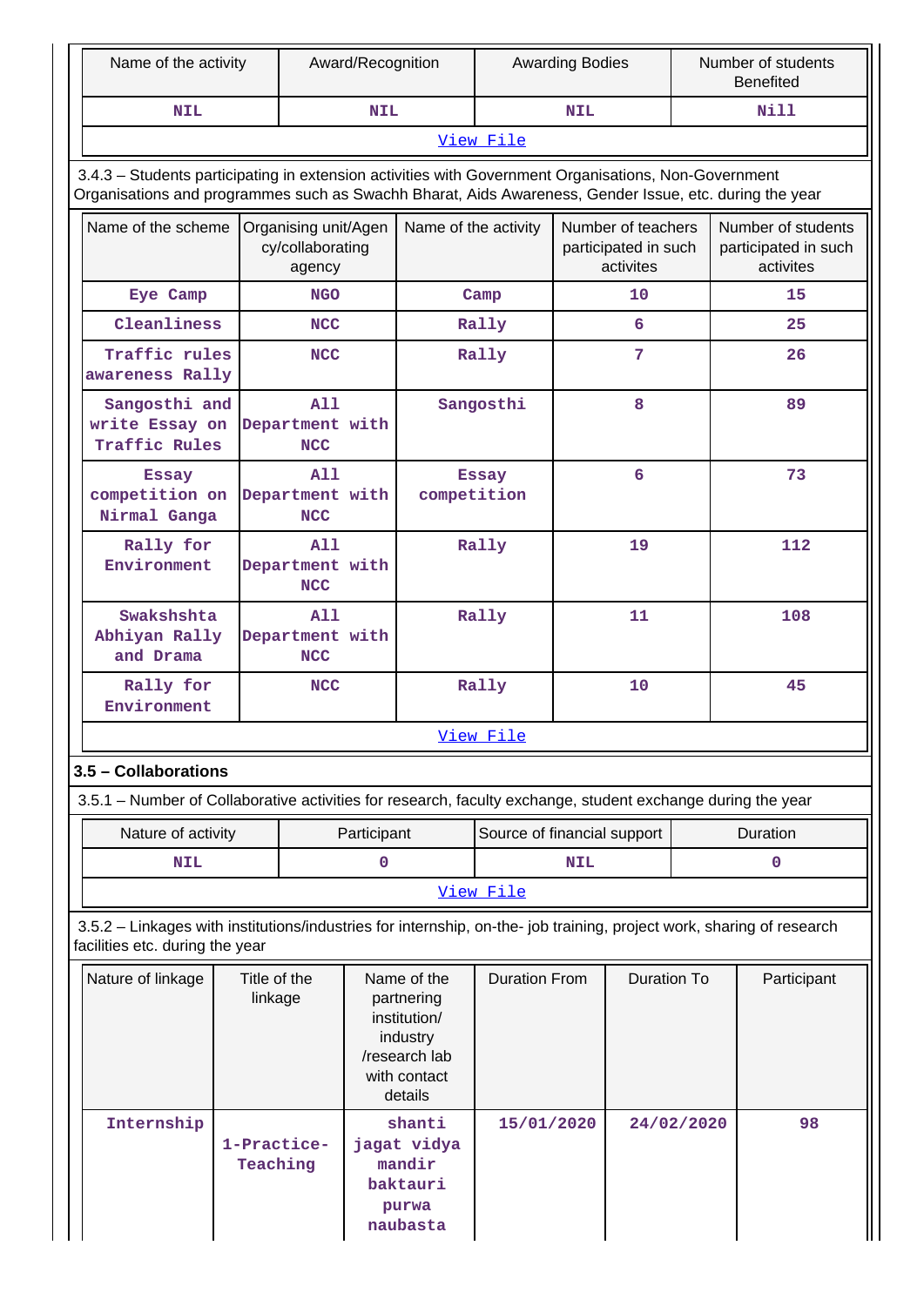| Name of the activity | Award/Recognition | Awarding Bodies | Number of students Benefited |
|---|---|---|---|
| NIL | NIL | NIL | Nill |
| View File | | | |

3.4.3 – Students participating in extension activities with Government Organisations, Non-Government Organisations and programmes such as Swachh Bharat, Aids Awareness, Gender Issue, etc. during the year

| Name of the scheme | Organising unit/Agency/collaborating agency | Name of the activity | Number of teachers participated in such activites | Number of students participated in such activites |
|---|---|---|---|---|
| Eye Camp | NGO | Camp | 10 | 15 |
| Cleanliness | NCC | Rally | 6 | 25 |
| Traffic rules awareness Rally | NCC | Rally | 7 | 26 |
| Sangosthi and write Essay on Traffic Rules | All Department with NCC | Sangosthi | 8 | 89 |
| Essay competition on Nirmal Ganga | All Department with NCC | Essay competition | 6 | 73 |
| Rally for Environment | All Department with NCC | Rally | 19 | 112 |
| Swakshshta Abhiyan Rally and Drama | All Department with NCC | Rally | 11 | 108 |
| Rally for Environment | NCC | Rally | 10 | 45 |
| View File | | | | |

## 3.5 – Collaborations

3.5.1 – Number of Collaborative activities for research, faculty exchange, student exchange during the year

| Nature of activity | Participant | Source of financial support | Duration |
|---|---|---|---|
| NIL | 0 | NIL | 0 |
| View File | | | |

3.5.2 – Linkages with institutions/industries for internship, on-the- job training, project work, sharing of research facilities etc. during the year

| Nature of linkage | Title of the linkage | Name of the partnering institution/ industry /research lab with contact details | Duration From | Duration To | Participant |
|---|---|---|---|---|---|
| Internship | 1-Practice-Teaching | shanti jagat vidya mandir baktauri purwa naubasta | 15/01/2020 | 24/02/2020 | 98 |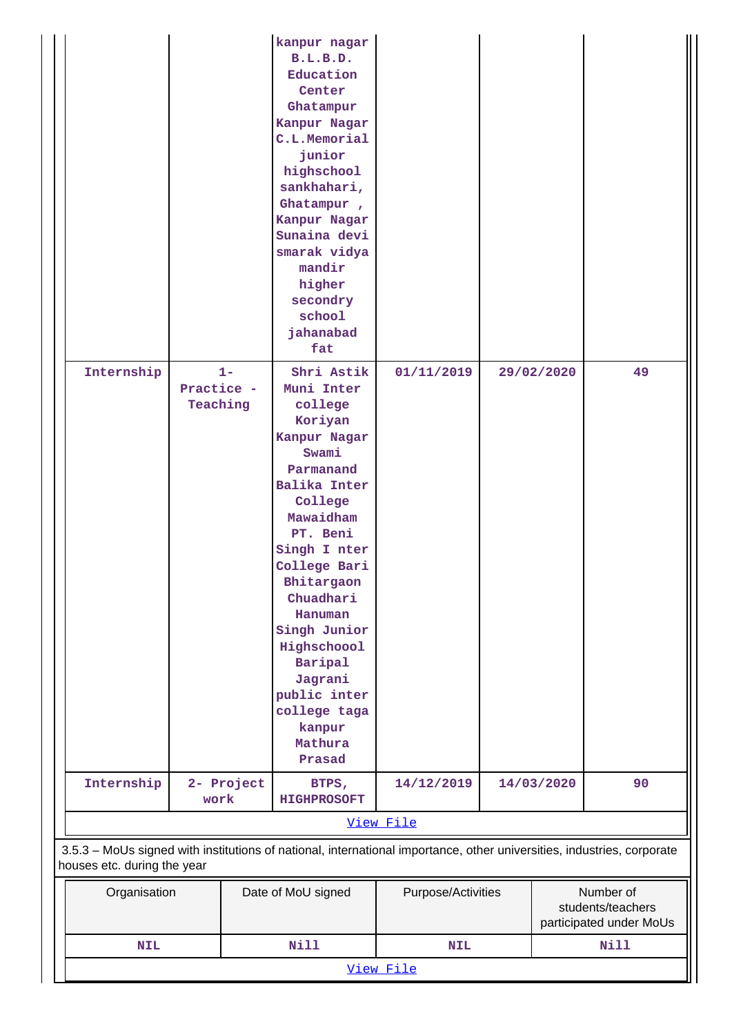| | | kanpur nagar B.L.B.D. Education Center Ghatampur Kanpur Nagar C.L.Memorial junior highschool sankhahari, Ghatampur , Kanpur Nagar Sunaina devi smarak vidya mandir higher secondry school jahanabad fat | | | |
|---|---|---|---|---|---|
| Internship | 1- Practice - Teaching | Shri Astik Muni Inter college Koriyan Kanpur Nagar Swami Parmanand Balika Inter College Mawaidham PT. Beni Singh I nter College Bari Bhitargaon Chuadhari Hanuman Singh Junior Highschoool Baripal Jagrani public inter college taga kanpur Mathura Prasad | 01/11/2019 | 29/02/2020 | 49 |
| Internship | 2- Project work | BTPS, HIGHPROSOFT | 14/12/2019 | 14/03/2020 | 90 |

View File

3.5.3 – MoUs signed with institutions of national, international importance, other universities, industries, corporate houses etc. during the year

| Organisation | Date of MoU signed | Purpose/Activities | Number of students/teachers participated under MoUs |
|---|---|---|---|
| NIL | Nill | NIL | Nill |

View File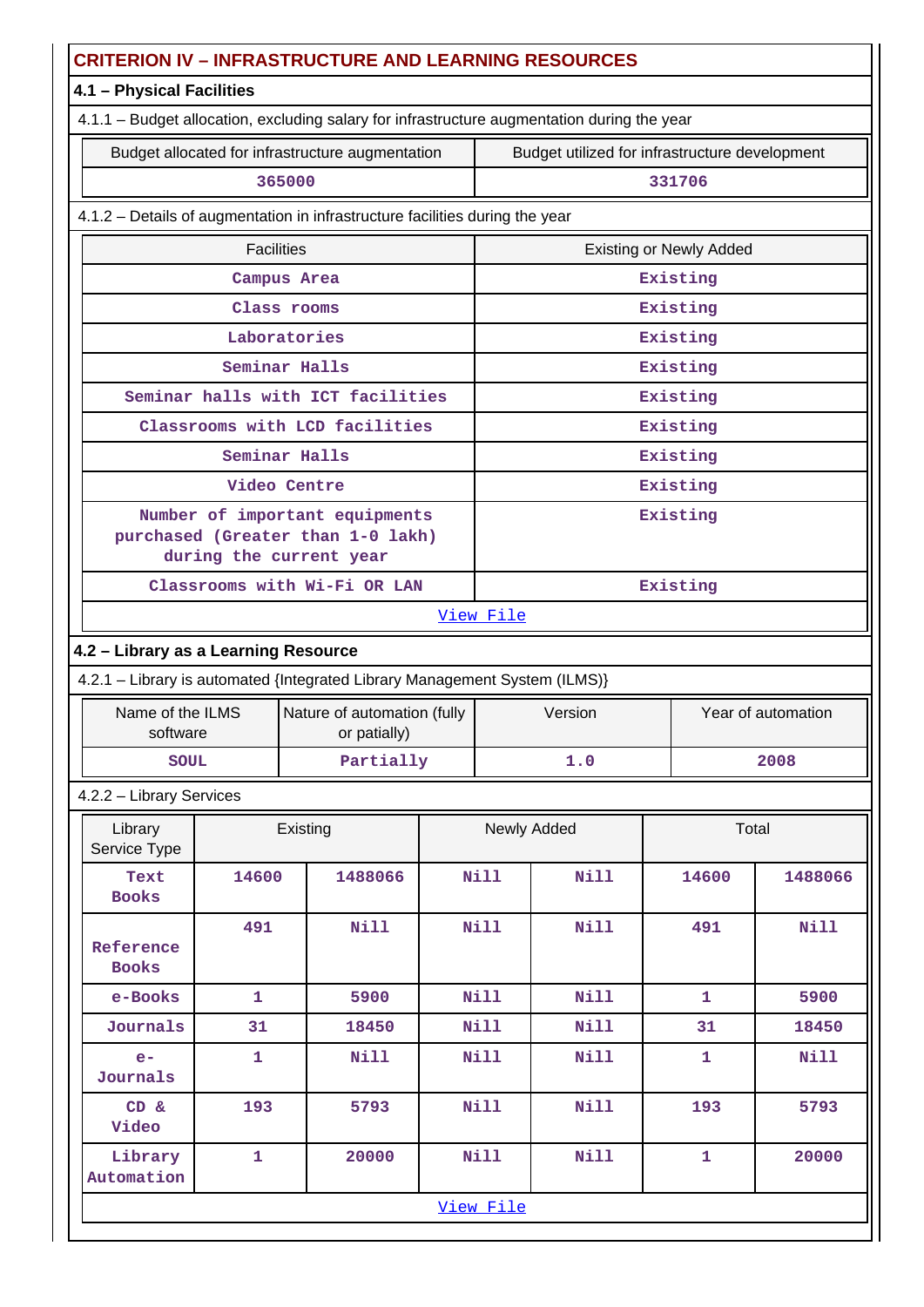## CRITERION IV – INFRASTRUCTURE AND LEARNING RESOURCES

### 4.1 – Physical Facilities

4.1.1 – Budget allocation, excluding salary for infrastructure augmentation during the year

| Budget allocated for infrastructure augmentation | Budget utilized for infrastructure development |
|---|---|
| 365000 | 331706 |

4.1.2 – Details of augmentation in infrastructure facilities during the year

| Facilities | Existing or Newly Added |
|---|---|
| Campus Area | Existing |
| Class rooms | Existing |
| Laboratories | Existing |
| Seminar Halls | Existing |
| Seminar halls with ICT facilities | Existing |
| Classrooms with LCD facilities | Existing |
| Seminar Halls | Existing |
| Video Centre | Existing |
| Number of important equipments purchased (Greater than 1-0 lakh) during the current year | Existing |
| Classrooms with Wi-Fi OR LAN | Existing |

View File

### 4.2 – Library as a Learning Resource

4.2.1 – Library is automated {Integrated Library Management System (ILMS)}

| Name of the ILMS software | Nature of automation (fully or patially) | Version | Year of automation |
|---|---|---|---|
| SOUL | Partially | 1.0 | 2008 |

4.2.2 – Library Services

| Library Service Type | Existing | | Newly Added | | Total | |
|---|---|---|---|---|---|---|
| Text Books | 14600 | 1488066 | Nill | Nill | 14600 | 1488066 |
| Reference Books | 491 | Nill | Nill | Nill | 491 | Nill |
| e-Books | 1 | 5900 | Nill | Nill | 1 | 5900 |
| Journals | 31 | 18450 | Nill | Nill | 31 | 18450 |
| e-Journals | 1 | Nill | Nill | Nill | 1 | Nill |
| CD & Video | 193 | 5793 | Nill | Nill | 193 | 5793 |
| Library Automation | 1 | 20000 | Nill | Nill | 1 | 20000 |

View File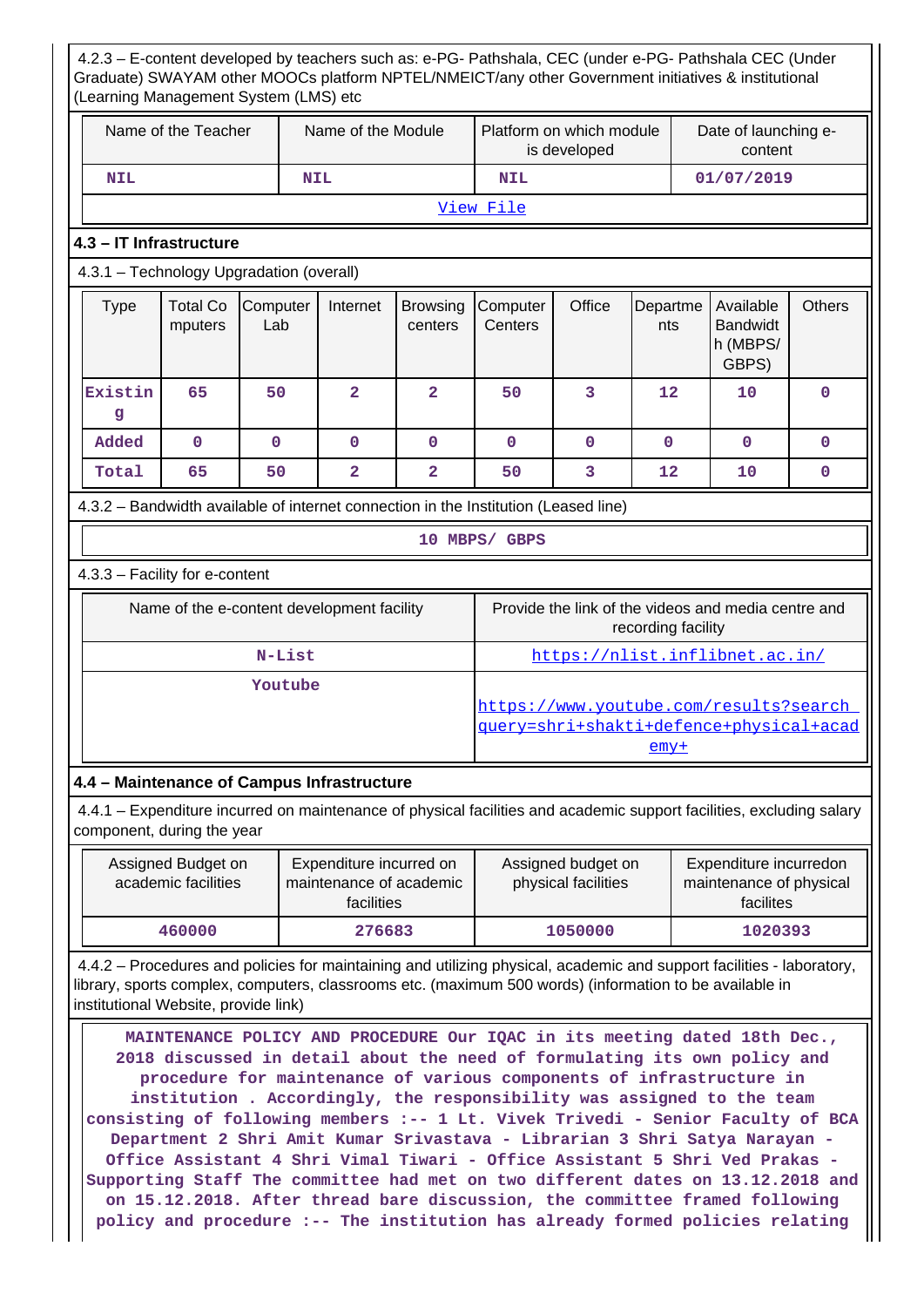4.2.3 – E-content developed by teachers such as: e-PG- Pathshala, CEC (under e-PG- Pathshala CEC (Under Graduate) SWAYAM other MOOCs platform NPTEL/NMEICT/any other Government initiatives & institutional (Learning Management System (LMS) etc

| Name of the Teacher | Name of the Module | Platform on which module is developed | Date of launching e-content |
|---|---|---|---|
| NIL | NIL | NIL | 01/07/2019 |

[View File]

### 4.3 – IT Infrastructure

4.3.1 – Technology Upgradation (overall)

| Type | Total Computers | Computer Lab | Internet | Browsing centers | Computer Centers | Office | Departments | Available Bandwidth (MBPS/ GBPS) | Others |
|---|---|---|---|---|---|---|---|---|---|
| Existing | 65 | 50 | 2 | 2 | 50 | 3 | 12 | 10 | 0 |
| Added | 0 | 0 | 0 | 0 | 0 | 0 | 0 | 0 | 0 |
| Total | 65 | 50 | 2 | 2 | 50 | 3 | 12 | 10 | 0 |

4.3.2 – Bandwidth available of internet connection in the Institution (Leased line)

10 MBPS/ GBPS

4.3.3 – Facility for e-content

| Name of the e-content development facility | Provide the link of the videos and media centre and recording facility |
|---|---|
| N-List | https://nlist.inflibnet.ac.in/ |
| Youtube | https://www.youtube.com/results?search_query=shri+shakti+defence+physical+academy+ |

### 4.4 – Maintenance of Campus Infrastructure

4.4.1 – Expenditure incurred on maintenance of physical facilities and academic support facilities, excluding salary component, during the year

| Assigned Budget on academic facilities | Expenditure incurred on maintenance of academic facilities | Assigned budget on physical facilities | Expenditure incurredon maintenance of physical facilites |
|---|---|---|---|
| 460000 | 276683 | 1050000 | 1020393 |

4.4.2 – Procedures and policies for maintaining and utilizing physical, academic and support facilities - laboratory, library, sports complex, computers, classrooms etc. (maximum 500 words) (information to be available in institutional Website, provide link)

MAINTENANCE POLICY AND PROCEDURE Our IQAC in its meeting dated 18th Dec., 2018 discussed in detail about the need of formulating its own policy and procedure for maintenance of various components of infrastructure in institution . Accordingly, the responsibility was assigned to the team consisting of following members :-- 1 Lt. Vivek Trivedi - Senior Faculty of BCA Department 2 Shri Amit Kumar Srivastava - Librarian 3 Shri Satya Narayan - Office Assistant 4 Shri Vimal Tiwari - Office Assistant 5 Shri Ved Prakas - Supporting Staff The committee had met on two different dates on 13.12.2018 and on 15.12.2018. After thread bare discussion, the committee framed following policy and procedure :-- The institution has already formed policies relating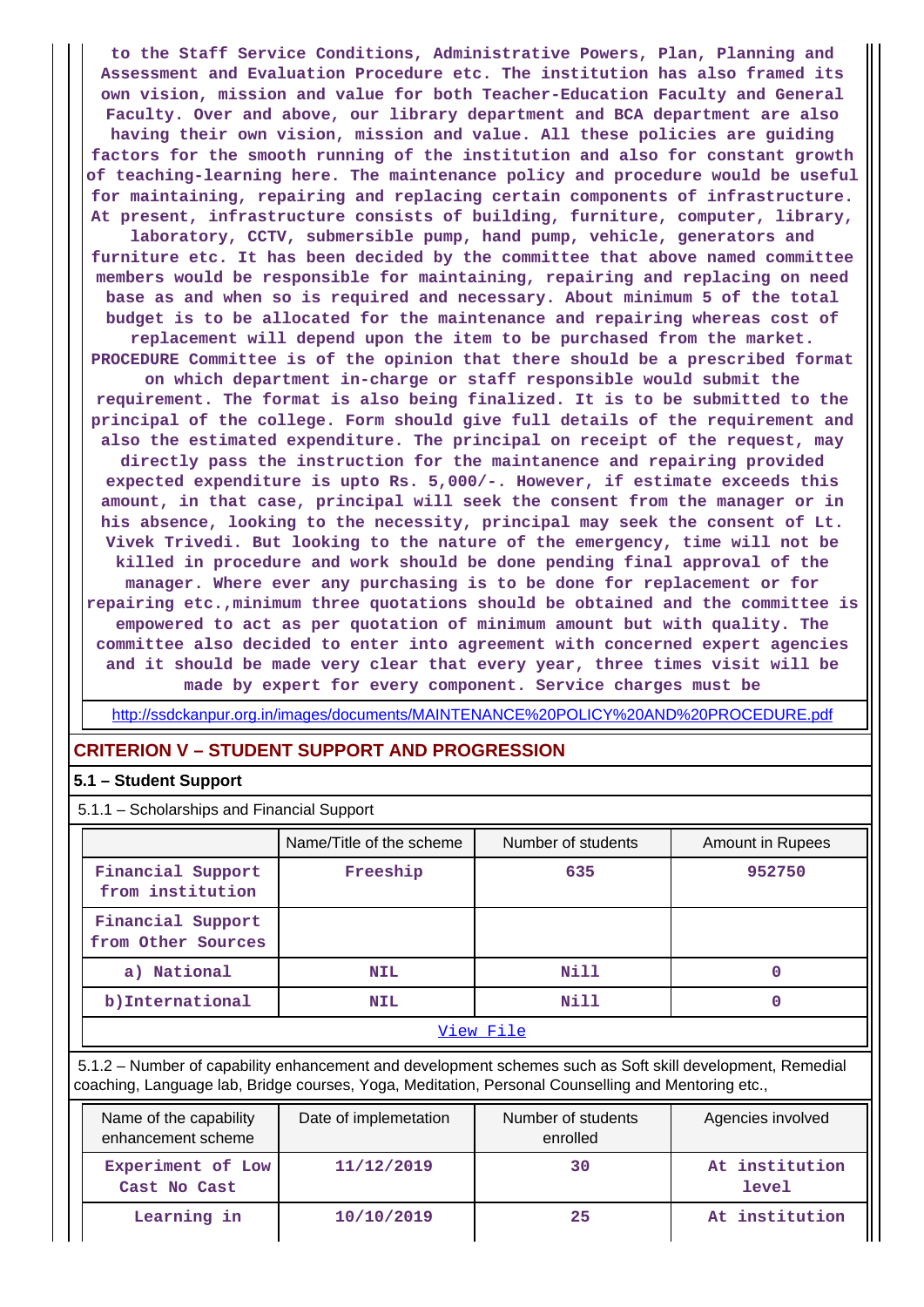to the Staff Service Conditions, Administrative Powers, Plan, Planning and Assessment and Evaluation Procedure etc. The institution has also framed its own vision, mission and value for both Teacher-Education Faculty and General Faculty. Over and above, our library department and BCA department are also having their own vision, mission and value. All these policies are guiding factors for the smooth running of the institution and also for constant growth of teaching-learning here. The maintenance policy and procedure would be useful for maintaining, repairing and replacing certain components of infrastructure. At present, infrastructure consists of building, furniture, computer, library, laboratory, CCTV, submersible pump, hand pump, vehicle, generators and furniture etc. It has been decided by the committee that above named committee members would be responsible for maintaining, repairing and replacing on need base as and when so is required and necessary. About minimum 5 of the total budget is to be allocated for the maintenance and repairing whereas cost of replacement will depend upon the item to be purchased from the market. PROCEDURE Committee is of the opinion that there should be a prescribed format on which department in-charge or staff responsible would submit the requirement. The format is also being finalized. It is to be submitted to the principal of the college. Form should give full details of the requirement and also the estimated expenditure. The principal on receipt of the request, may directly pass the instruction for the maintanence and repairing provided expected expenditure is upto Rs. 5,000/-. However, if estimate exceeds this amount, in that case, principal will seek the consent from the manager or in his absence, looking to the necessity, principal may seek the consent of Lt. Vivek Trivedi. But looking to the nature of the emergency, time will not be killed in procedure and work should be done pending final approval of the manager. Where ever any purchasing is to be done for replacement or for repairing etc.,minimum three quotations should be obtained and the committee is empowered to act as per quotation of minimum amount but with quality. The committee also decided to enter into agreement with concerned expert agencies and it should be made very clear that every year, three times visit will be made by expert for every component. Service charges must be

http://ssdckanpur.org.in/images/documents/MAINTENANCE%20POLICY%20AND%20PROCEDURE.pdf

## CRITERION V – STUDENT SUPPORT AND PROGRESSION

### 5.1 – Student Support

5.1.1 – Scholarships and Financial Support

| | Name/Title of the scheme | Number of students | Amount in Rupees |
|---|---|---|---|
| Financial Support from institution | Freeship | 635 | 952750 |
| Financial Support from Other Sources | | | |
| a) National | NIL | Nill | 0 |
| b)International | NIL | Nill | 0 |

View File

5.1.2 – Number of capability enhancement and development schemes such as Soft skill development, Remedial coaching, Language lab, Bridge courses, Yoga, Meditation, Personal Counselling and Mentoring etc.,

| Name of the capability enhancement scheme | Date of implemetation | Number of students enrolled | Agencies involved |
|---|---|---|---|
| Experiment of Low Cast No Cast | 11/12/2019 | 30 | At institution level |
| Learning in | 10/10/2019 | 25 | At institution |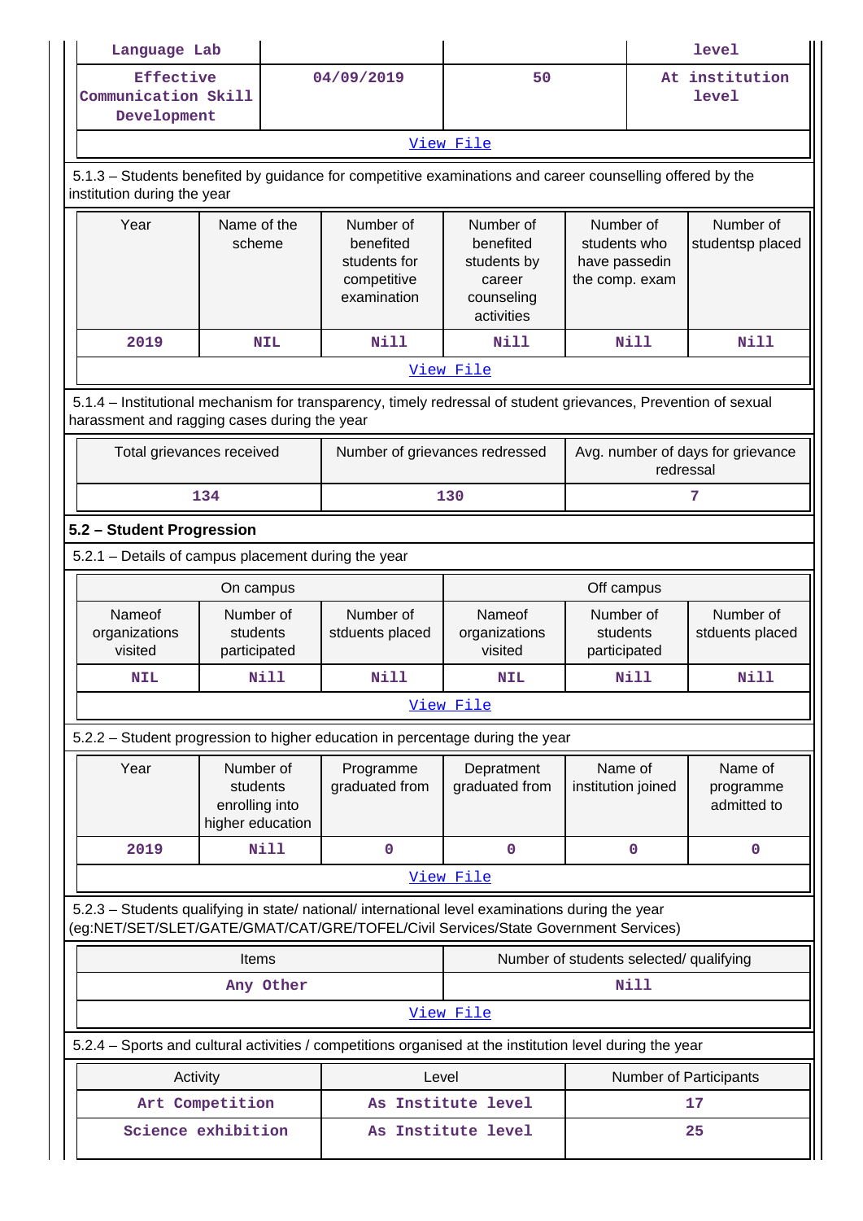| Language Lab | | | level |
|---|---|---|---|
| Effective Communication Skill Development | 04/09/2019 | 50 | At institution level |
| View File | | | |

5.1.3 – Students benefited by guidance for competitive examinations and career counselling offered by the institution during the year

| Year | Name of the scheme | Number of benefited students for competitive examination | Number of benefited students by career counseling activities | Number of students who have passedin the comp. exam | Number of studentsp placed |
|---|---|---|---|---|---|
| 2019 | NIL | Nill | Nill | Nill | Nill |
| View File | | | | | |

5.1.4 – Institutional mechanism for transparency, timely redressal of student grievances, Prevention of sexual harassment and ragging cases during the year

| Total grievances received | Number of grievances redressed | Avg. number of days for grievance redressal |
|---|---|---|
| 134 | 130 | 7 |

**5.2 – Student Progression**

5.2.1 – Details of campus placement during the year

| On campus | | | Off campus | | |
|---|---|---|---|---|---|
| Nameof organizations visited | Number of students participated | Number of stduents placed | Nameof organizations visited | Number of students participated | Number of stduents placed |
| NIL | Nill | Nill | NIL | Nill | Nill |
| View File | | | | | |

5.2.2 – Student progression to higher education in percentage during the year

| Year | Number of students enrolling into higher education | Programme graduated from | Depratment graduated from | Name of institution joined | Name of programme admitted to |
|---|---|---|---|---|---|
| 2019 | Nill | 0 | 0 | 0 | 0 |
| View File | | | | | |

5.2.3 – Students qualifying in state/ national/ international level examinations during the year (eg:NET/SET/SLET/GATE/GMAT/CAT/GRE/TOFEL/Civil Services/State Government Services)

| Items | Number of students selected/ qualifying |
|---|---|
| Any Other | Nill |
| View File | |

5.2.4 – Sports and cultural activities / competitions organised at the institution level during the year

| Activity | Level | Number of Participants |
|---|---|---|
| Art Competition | As Institute level | 17 |
| Science exhibition | As Institute level | 25 |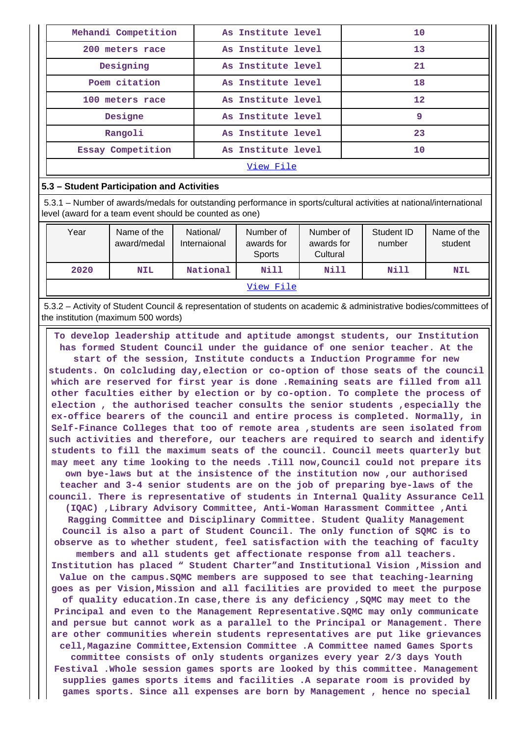| Mehandi Competition | As Institute level | 10 |
|---|---|---|
| 200 meters race | As Institute level | 13 |
| Designing | As Institute level | 21 |
| Poem citation | As Institute level | 18 |
| 100 meters race | As Institute level | 12 |
| Designe | As Institute level | 9 |
| Rangoli | As Institute level | 23 |
| Essay Competition | As Institute level | 10 |
| View File | | |

### 5.3 – Student Participation and Activities

5.3.1 – Number of awards/medals for outstanding performance in sports/cultural activities at national/international level (award for a team event should be counted as one)

| Year | Name of the award/medal | National/ Internaional | Number of awards for Sports | Number of awards for Cultural | Student ID number | Name of the student |
|---|---|---|---|---|---|---|
| 2020 | NIL | National | Nill | Nill | Nill | NIL |
| View File | | | | | | |

5.3.2 – Activity of Student Council & representation of students on academic & administrative bodies/committees of the institution (maximum 500 words)

To develop leadership attitude and aptitude amongst students, our Institution has formed Student Council under the guidance of one senior teacher. At the start of the session, Institute conducts a Induction Programme for new students. On colcluding day,election or co-option of those seats of the council which are reserved for first year is done .Remaining seats are filled from all other faculties either by election or by co-option. To complete the process of election , the authorised teacher consults the senior students ,especially the ex-office bearers of the council and entire process is completed. Normally, in Self-Finance Colleges that too of remote area ,students are seen isolated from such activities and therefore, our teachers are required to search and identify students to fill the maximum seats of the council. Council meets quarterly but may meet any time looking to the needs .Till now,Council could not prepare its own bye-laws but at the insistence of the institution now ,our authorised teacher and 3-4 senior students are on the job of preparing bye-laws of the council. There is representative of students in Internal Quality Assurance Cell (IQAC) ,Library Advisory Committee, Anti-Woman Harassment Committee ,Anti Ragging Committee and Disciplinary Committee. Student Quality Management Council is also a part of Student Council. The only function of SQMC is to observe as to whether student, feel satisfaction with the teaching of faculty members and all students get affectionate response from all teachers. Institution has placed " Student Charter"and Institutional Vision ,Mission and Value on the campus.SQMC members are supposed to see that teaching-learning goes as per Vision,Mission and all facilities are provided to meet the purpose of quality education.In case,there is any deficiency ,SQMC may meet to the Principal and even to the Management Representative.SQMC may only communicate and persue but cannot work as a parallel to the Principal or Management. There are other communities wherein students representatives are put like grievances cell,Magazine Committee,Extension Committee .A Committee named Games Sports committee consists of only students organizes every year 2/3 days Youth Festival .Whole session games sports are looked by this committee. Management supplies games sports items and facilities .A separate room is provided by games sports. Since all expenses are born by Management , hence no special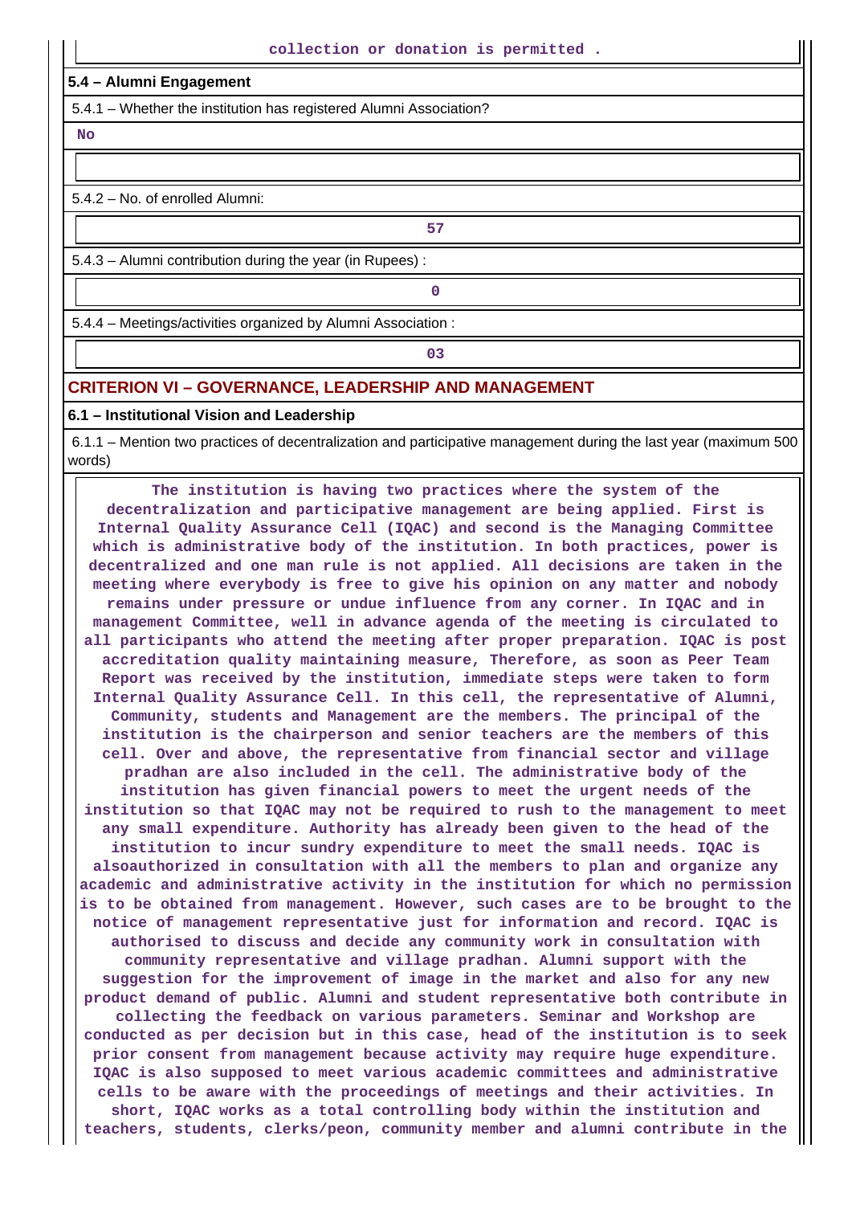collection or donation is permitted .

**5.4 – Alumni Engagement**

5.4.1 – Whether the institution has registered Alumni Association?

**No**

5.4.2 – No. of enrolled Alumni:

**57**

5.4.3 – Alumni contribution during the year (in Rupees) :

**0**

5.4.4 – Meetings/activities organized by Alumni Association :

**03**

## CRITERION VI – GOVERNANCE, LEADERSHIP AND MANAGEMENT

**6.1 – Institutional Vision and Leadership**

6.1.1 – Mention two practices of decentralization and participative management during the last year (maximum 500 words)

**The institution is having two practices where the system of the decentralization and participative management are being applied. First is Internal Quality Assurance Cell (IQAC) and second is the Managing Committee which is administrative body of the institution. In both practices, power is decentralized and one man rule is not applied. All decisions are taken in the meeting where everybody is free to give his opinion on any matter and nobody remains under pressure or undue influence from any corner. In IQAC and in management Committee, well in advance agenda of the meeting is circulated to all participants who attend the meeting after proper preparation. IQAC is post accreditation quality maintaining measure, Therefore, as soon as Peer Team Report was received by the institution, immediate steps were taken to form Internal Quality Assurance Cell. In this cell, the representative of Alumni, Community, students and Management are the members. The principal of the institution is the chairperson and senior teachers are the members of this cell. Over and above, the representative from financial sector and village pradhan are also included in the cell. The administrative body of the institution has given financial powers to meet the urgent needs of the institution so that IQAC may not be required to rush to the management to meet any small expenditure. Authority has already been given to the head of the institution to incur sundry expenditure to meet the small needs. IQAC is alsoauthorized in consultation with all the members to plan and organize any academic and administrative activity in the institution for which no permission is to be obtained from management. However, such cases are to be brought to the notice of management representative just for information and record. IQAC is authorised to discuss and decide any community work in consultation with community representative and village pradhan. Alumni support with the suggestion for the improvement of image in the market and also for any new product demand of public. Alumni and student representative both contribute in collecting the feedback on various parameters. Seminar and Workshop are conducted as per decision but in this case, head of the institution is to seek prior consent from management because activity may require huge expenditure. IQAC is also supposed to meet various academic committees and administrative cells to be aware with the proceedings of meetings and their activities. In short, IQAC works as a total controlling body within the institution and teachers, students, clerks/peon, community member and alumni contribute in the**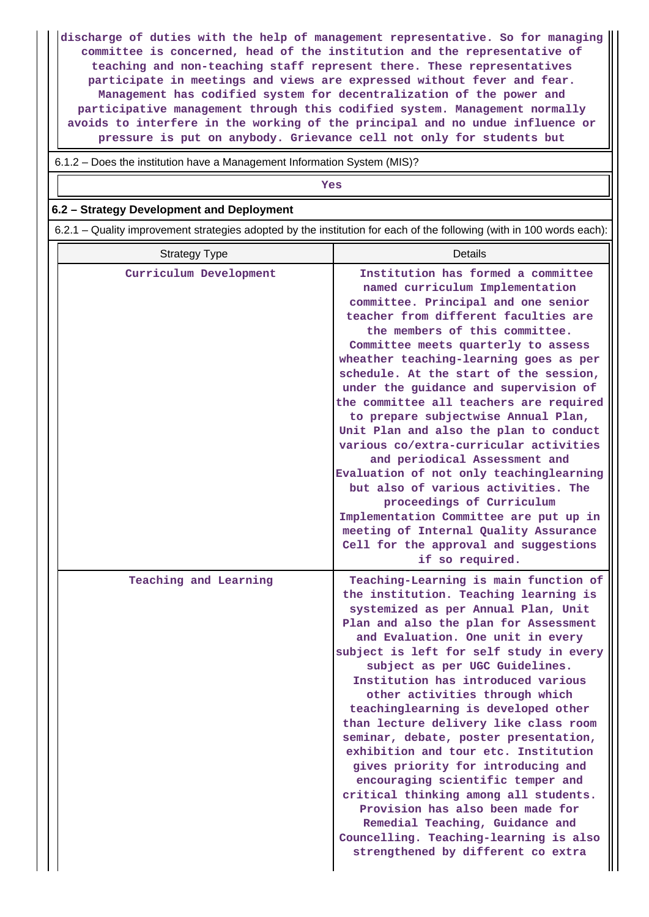discharge of duties with the help of management representative. So for managing committee is concerned, head of the institution and the representative of teaching and non-teaching staff represent there. These representatives participate in meetings and views are expressed without fever and fear. Management has codified system for decentralization of the power and participative management through this codified system. Management normally avoids to interfere in the working of the principal and no undue influence or pressure is put on anybody. Grievance cell not only for students but

6.1.2 – Does the institution have a Management Information System (MIS)?

Yes

**6.2 – Strategy Development and Deployment**

6.2.1 – Quality improvement strategies adopted by the institution for each of the following (with in 100 words each):

| Strategy Type | Details |
|---|---|
| Curriculum Development | Institution has formed a committee named curriculum Implementation committee. Principal and one senior teacher from different faculties are the members of this committee. Committee meets quarterly to assess wheather teaching-learning goes as per schedule. At the start of the session, under the guidance and supervision of the committee all teachers are required to prepare subjectwise Annual Plan, Unit Plan and also the plan to conduct various co/extra-curricular activities and periodical Assessment and Evaluation of not only teachinglearning but also of various activities. The proceedings of Curriculum Implementation Committee are put up in meeting of Internal Quality Assurance Cell for the approval and suggestions if so required. |
| Teaching and Learning | Teaching-Learning is main function of the institution. Teaching learning is systemized as per Annual Plan, Unit Plan and also the plan for Assessment and Evaluation. One unit in every subject is left for self study in every subject as per UGC Guidelines. Institution has introduced various other activities through which teachinglearning is developed other than lecture delivery like class room seminar, debate, poster presentation, exhibition and tour etc. Institution gives priority for introducing and encouraging scientific temper and critical thinking among all students. Provision has also been made for Remedial Teaching, Guidance and Councelling. Teaching-learning is also strengthened by different co extra |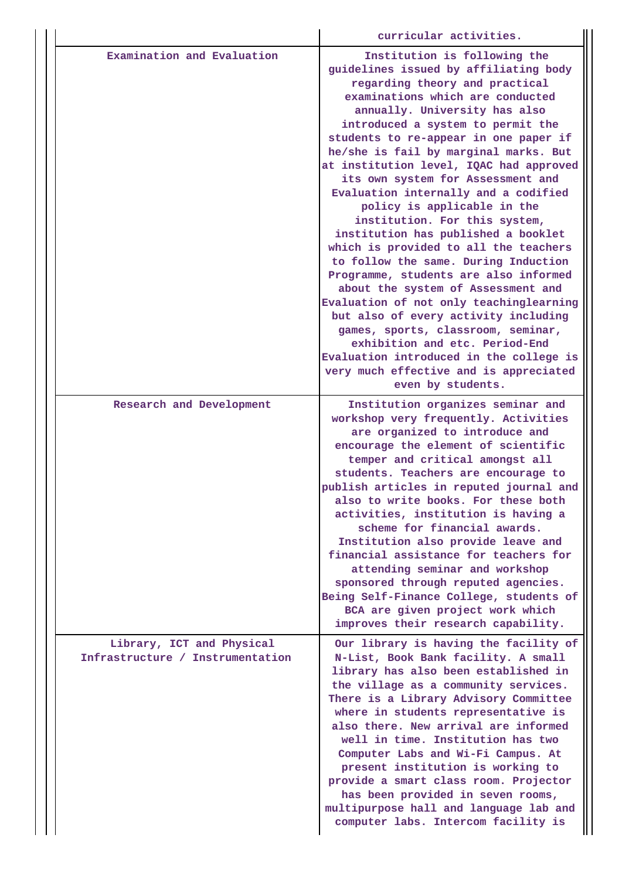| | |
|---|---|
| | curricular activities. |
| Examination and Evaluation | Institution is following the guidelines issued by affiliating body regarding theory and practical examinations which are conducted annually. University has also introduced a system to permit the students to re-appear in one paper if he/she is fail by marginal marks. But at institution level, IQAC had approved its own system for Assessment and Evaluation internally and a codified policy is applicable in the institution. For this system, institution has published a booklet which is provided to all the teachers to follow the same. During Induction Programme, students are also informed about the system of Assessment and Evaluation of not only teachinglearning but also of every activity including games, sports, classroom, seminar, exhibition and etc. Period-End Evaluation introduced in the college is very much effective and is appreciated even by students. |
| Research and Development | Institution organizes seminar and workshop very frequently. Activities are organized to introduce and encourage the element of scientific temper and critical amongst all students. Teachers are encourage to publish articles in reputed journal and also to write books. For these both activities, institution is having a scheme for financial awards. Institution also provide leave and financial assistance for teachers for attending seminar and workshop sponsored through reputed agencies. Being Self-Finance College, students of BCA are given project work which improves their research capability. |
| Library, ICT and Physical Infrastructure / Instrumentation | Our library is having the facility of N-List, Book Bank facility. A small library has also been established in the village as a community services. There is a Library Advisory Committee where in students representative is also there. New arrival are informed well in time. Institution has two Computer Labs and Wi-Fi Campus. At present institution is working to provide a smart class room. Projector has been provided in seven rooms, multipurpose hall and language lab and computer labs. Intercom facility is |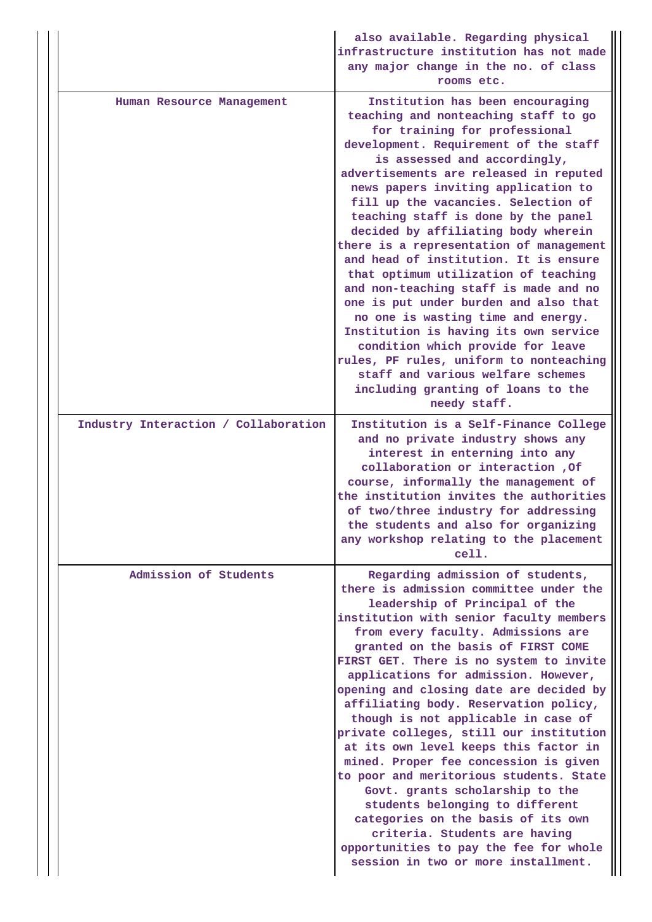| | |
|---|---|
| | also available. Regarding physical infrastructure institution has not made any major change in the no. of class rooms etc. |
| Human Resource Management | Institution has been encouraging teaching and nonteaching staff to go for training for professional development. Requirement of the staff is assessed and accordingly, advertisements are released in reputed news papers inviting application to fill up the vacancies. Selection of teaching staff is done by the panel decided by affiliating body wherein there is a representation of management and head of institution. It is ensure that optimum utilization of teaching and non-teaching staff is made and no one is put under burden and also that no one is wasting time and energy. Institution is having its own service condition which provide for leave rules, PF rules, uniform to nonteaching staff and various welfare schemes including granting of loans to the needy staff. |
| Industry Interaction / Collaboration | Institution is a Self-Finance College and no private industry shows any interest in enterning into any collaboration or interaction ,Of course, informally the management of the institution invites the authorities of two/three industry for addressing the students and also for organizing any workshop relating to the placement cell. |
| Admission of Students | Regarding admission of students, there is admission committee under the leadership of Principal of the institution with senior faculty members from every faculty. Admissions are granted on the basis of FIRST COME FIRST GET. There is no system to invite applications for admission. However, opening and closing date are decided by affiliating body. Reservation policy, though is not applicable in case of private colleges, still our institution at its own level keeps this factor in mined. Proper fee concession is given to poor and meritorious students. State Govt. grants scholarship to the students belonging to different categories on the basis of its own criteria. Students are having opportunities to pay the fee for whole session in two or more installment. |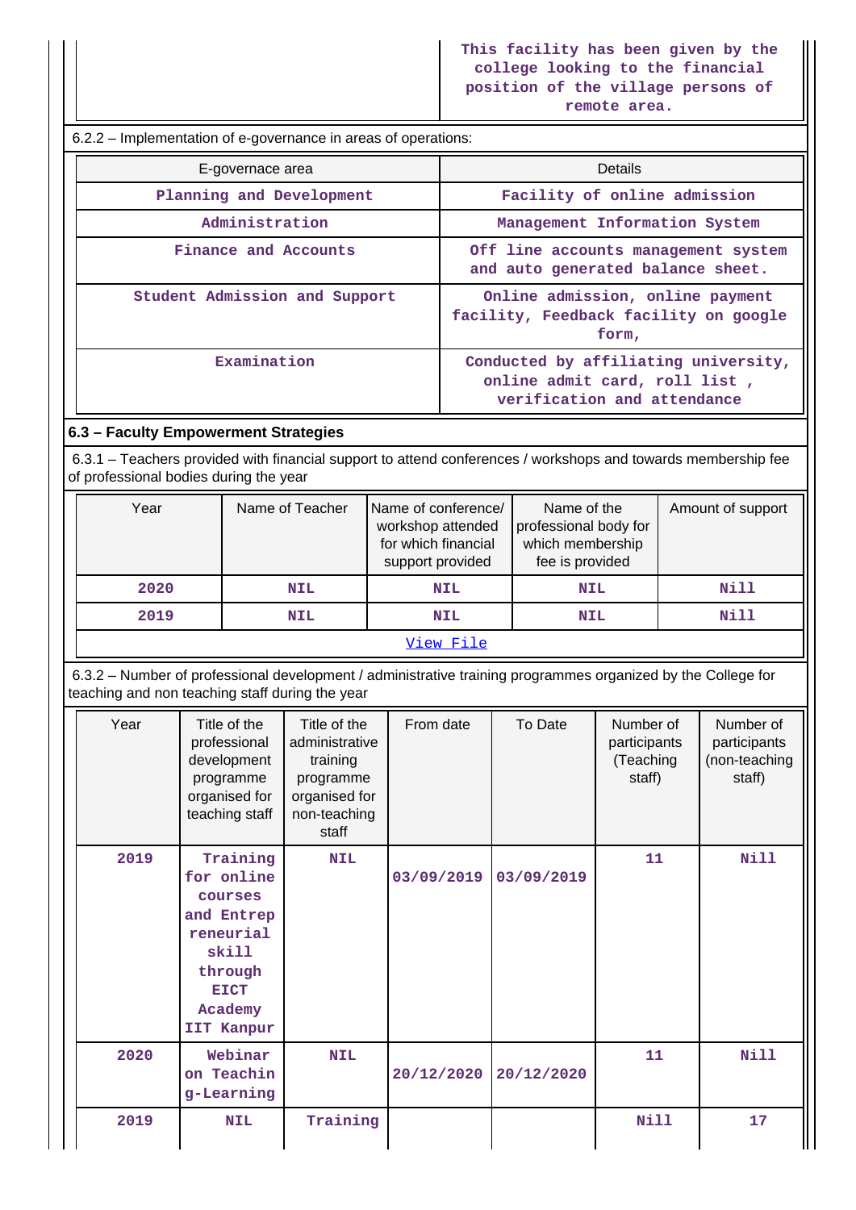| | This facility has been given by the college looking to the financial position of the village persons of remote area. |
|---|---|

6.2.2 – Implementation of e-governance in areas of operations:

| E-govenance area | Details |
|---|---|
| Planning and Development | Facility of online admission |
| Administration | Management Information System |
| Finance and Accounts | Off line accounts management system and auto generated balance sheet. |
| Student Admission and Support | Online admission, online payment facility, Feedback facility on google form, |
| Examination | Conducted by affiliating university, online admit card, roll list , verification and attendance |

### 6.3 – Faculty Empowerment Strategies

6.3.1 – Teachers provided with financial support to attend conferences / workshops and towards membership fee of professional bodies during the year

| Year | Name of Teacher | Name of conference/ workshop attended for which financial support provided | Name of the professional body for which membership fee is provided | Amount of support |
|---|---|---|---|---|
| 2020 | NIL | NIL | NIL | Nill |
| 2019 | NIL | NIL | NIL | Nill |
| View File | | | | |

6.3.2 – Number of professional development / administrative training programmes organized by the College for teaching and non teaching staff during the year

| Year | Title of the professional development programme organised for teaching staff | Title of the administrative training programme organised for non-teaching staff | From date | To Date | Number of participants (Teaching staff) | Number of participants (non-teaching staff) |
|---|---|---|---|---|---|---|
| 2019 | Training for online courses and Entrepreneurial skill through EICT Academy IIT Kanpur | NIL | 03/09/2019 | 03/09/2019 | 11 | Nill |
| 2020 | Webinar on Teaching-Learning | NIL | 20/12/2020 | 20/12/2020 | 11 | Nill |
| 2019 | NIL | Training | | | Nill | 17 |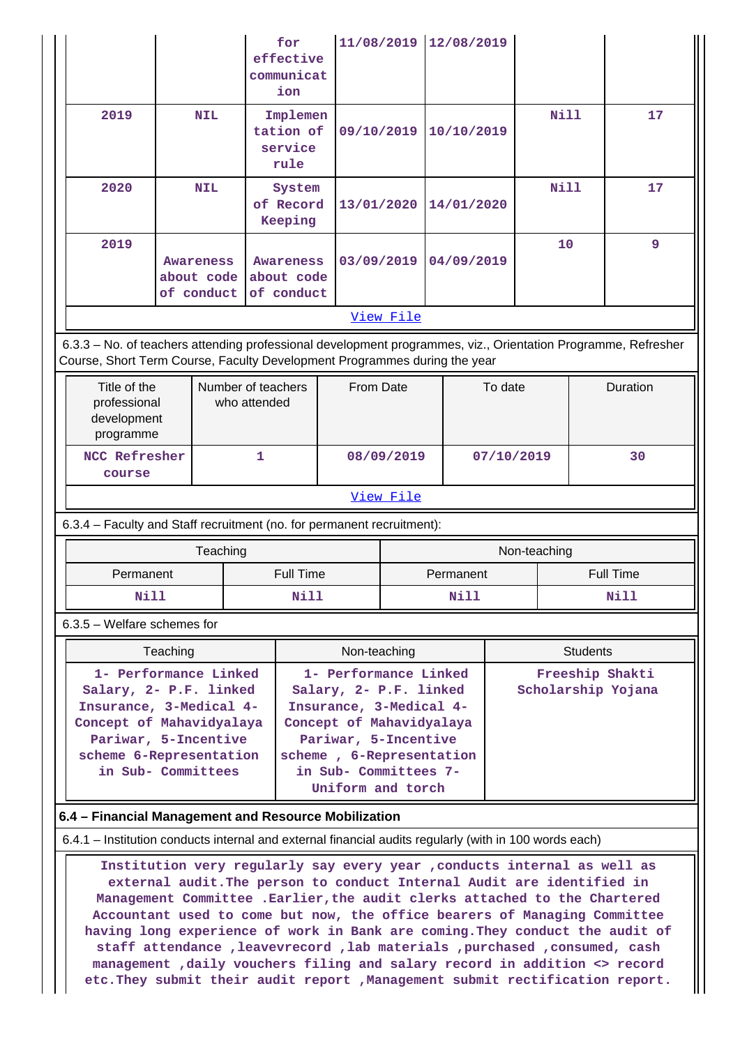| | | for effective communication | 11/08/2019 | 12/08/2019 | | |
|---|---|---|---|---|---|---|
| 2019 | NIL | Implementation of service rule | 09/10/2019 | 10/10/2019 | Nill | 17 |
| 2020 | NIL | System of Record Keeping | 13/01/2020 | 14/01/2020 | Nill | 17 |
| 2019 | Awareness about code of conduct | Awareness about code of conduct | 03/09/2019 | 04/09/2019 | 10 | 9 |

View File

6.3.3 – No. of teachers attending professional development programmes, viz., Orientation Programme, Refresher Course, Short Term Course, Faculty Development Programmes during the year

| Title of the professional development programme | Number of teachers who attended | From Date | To date | Duration |
|---|---|---|---|---|
| NCC Refresher course | 1 | 08/09/2019 | 07/10/2019 | 30 |

View File

6.3.4 – Faculty and Staff recruitment (no. for permanent recruitment):

| Teaching | | Non-teaching | |
|---|---|---|---|
| Permanent | Full Time | Permanent | Full Time |
| Nill | Nill | Nill | Nill |

6.3.5 – Welfare schemes for

| Teaching | Non-teaching | Students |
|---|---|---|
| 1- Performance Linked Salary, 2- P.F. linked Insurance, 3-Medical 4- Concept of Mahavidyalaya Pariwar, 5-Incentive scheme 6-Representation in Sub- Committees | 1- Performance Linked Salary, 2- P.F. linked Insurance, 3-Medical 4- Concept of Mahavidyalaya Pariwar, 5-Incentive scheme , 6-Representation in Sub- Committees 7- Uniform and torch | Freeship Shakti Scholarship Yojana |

**6.4 – Financial Management and Resource Mobilization**

6.4.1 – Institution conducts internal and external financial audits regularly (with in 100 words each)

Institution very regularly say every year ,conducts internal as well as external audit.The person to conduct Internal Audit are identified in Management Committee .Earlier,the audit clerks attached to the Chartered Accountant used to come but now, the office bearers of Managing Committee having long experience of work in Bank are coming.They conduct the audit of staff attendance ,leavevrecord ,lab materials ,purchased ,consumed, cash management ,daily vouchers filing and salary record in addition <> record etc.They submit their audit report ,Management submit rectification report.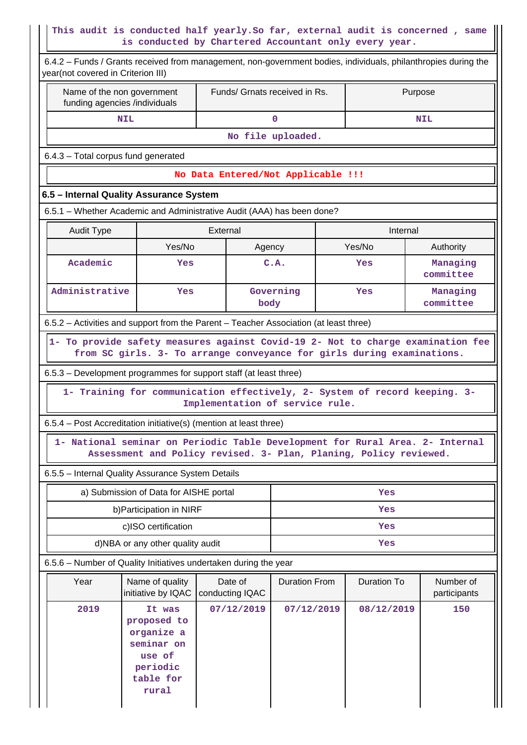This audit is conducted half yearly.So far, external audit is concerned , same is conducted by Chartered Accountant only every year.

6.4.2 – Funds / Grants received from management, non-government bodies, individuals, philanthropies during the year(not covered in Criterion III)

| Name of the non government funding agencies /individuals | Funds/ Grnats received in Rs. | Purpose |
|---|---|---|
| NIL | 0 | NIL |

No file uploaded.

6.4.3 – Total corpus fund generated

No Data Entered/Not Applicable !!!

**6.5 – Internal Quality Assurance System**

6.5.1 – Whether Academic and Administrative Audit (AAA) has been done?

| Audit Type | External | | Internal | |
|---|---|---|---|---|
| | Yes/No | Agency | Yes/No | Authority |
| Academic | Yes | C.A. | Yes | Managing committee |
| Administrative | Yes | Governing body | Yes | Managing committee |

6.5.2 – Activities and support from the Parent – Teacher Association (at least three)

1- To provide safety measures against Covid-19 2- Not to charge examination fee from SC girls. 3- To arrange conveyance for girls during examinations.

6.5.3 – Development programmes for support staff (at least three)

1- Training for communication effectively, 2- System of record keeping. 3- Implementation of service rule.

6.5.4 – Post Accreditation initiative(s) (mention at least three)

1- National seminar on Periodic Table Development for Rural Area. 2- Internal Assessment and Policy revised. 3- Plan, Planing, Policy reviewed.

6.5.5 – Internal Quality Assurance System Details

| | |
|---|---|
| a) Submission of Data for AISHE portal | Yes |
| b)Participation in NIRF | Yes |
| c)ISO certification | Yes |
| d)NBA or any other quality audit | Yes |

6.5.6 – Number of Quality Initiatives undertaken during the year

| Year | Name of quality initiative by IQAC | Date of conducting IQAC | Duration From | Duration To | Number of participants |
|---|---|---|---|---|---|
| 2019 | It was proposed to organize a seminar on use of periodic table for rural | 07/12/2019 | 07/12/2019 | 08/12/2019 | 150 |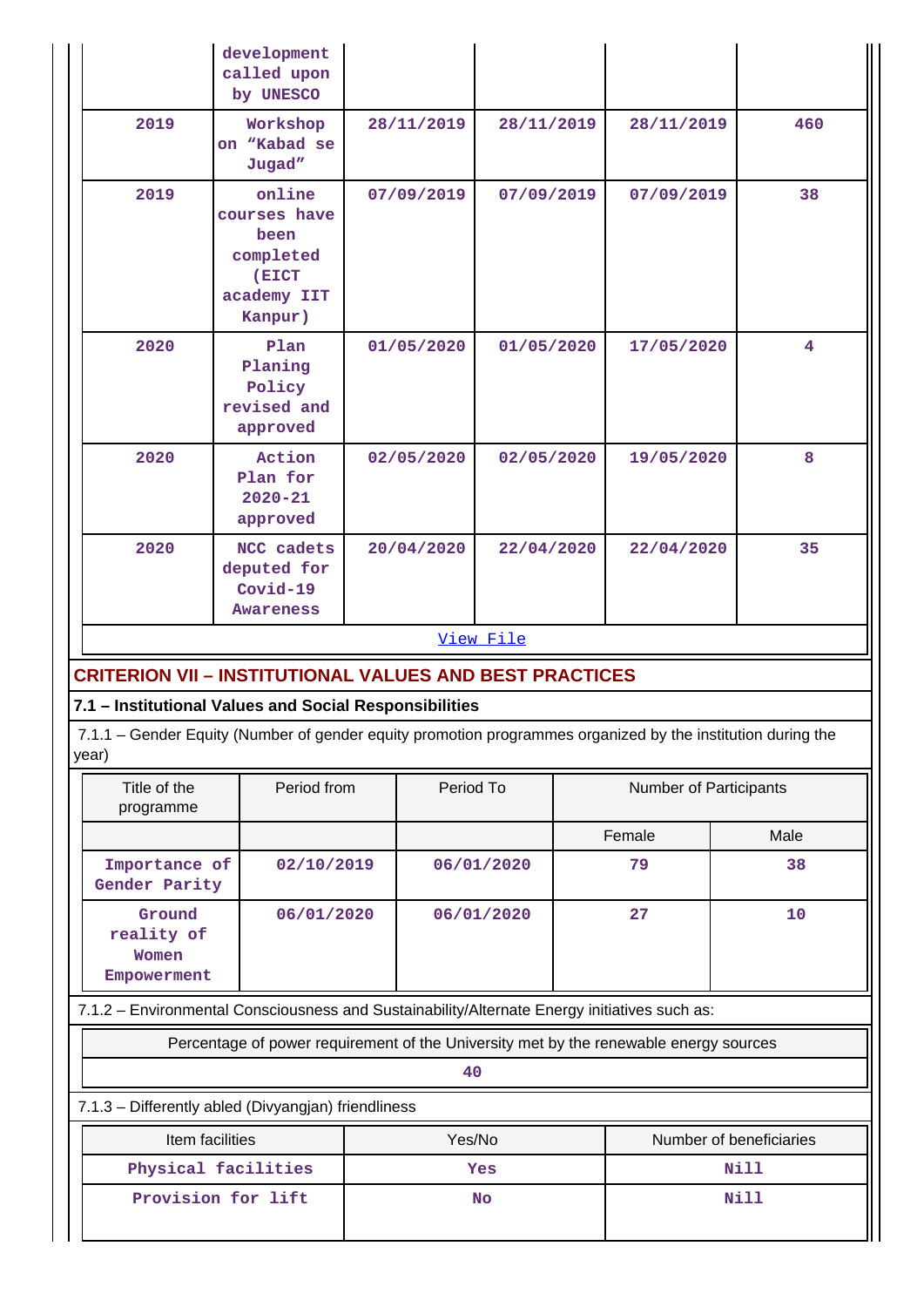| | development called upon by UNESCO | | | | |
|---|---|---|---|---|---|
| 2019 | Workshop on “Kabad se Jugad” | 28/11/2019 | 28/11/2019 | 28/11/2019 | 460 |
| 2019 | online courses have been completed (EICT academy IIT Kanpur) | 07/09/2019 | 07/09/2019 | 07/09/2019 | 38 |
| 2020 | Plan Planing Policy revised and approved | 01/05/2020 | 01/05/2020 | 17/05/2020 | 4 |
| 2020 | Action Plan for 2020-21 approved | 02/05/2020 | 02/05/2020 | 19/05/2020 | 8 |
| 2020 | NCC cadets deputed for Covid-19 Awareness | 20/04/2020 | 22/04/2020 | 22/04/2020 | 35 |

View File

## CRITERION VII – INSTITUTIONAL VALUES AND BEST PRACTICES

### 7.1 – Institutional Values and Social Responsibilities

7.1.1 – Gender Equity (Number of gender equity promotion programmes organized by the institution during the year)

| Title of the programme | Period from | Period To | Number of Participants | |
|---|---|---|---|---|
| | | | Female | Male |
| Importance of Gender Parity | 02/10/2019 | 06/01/2020 | 79 | 38 |
| Ground reality of Women Empowerment | 06/01/2020 | 06/01/2020 | 27 | 10 |

7.1.2 – Environmental Consciousness and Sustainability/Alternate Energy initiatives such as:

| Percentage of power requirement of the University met by the renewable energy sources |
|---|
| 40 |

7.1.3 – Differently abled (Divyangjan) friendliness

| Item facilities | Yes/No | Number of beneficiaries |
|---|---|---|
| Physical facilities | Yes | Nill |
| Provision for lift | No | Nill |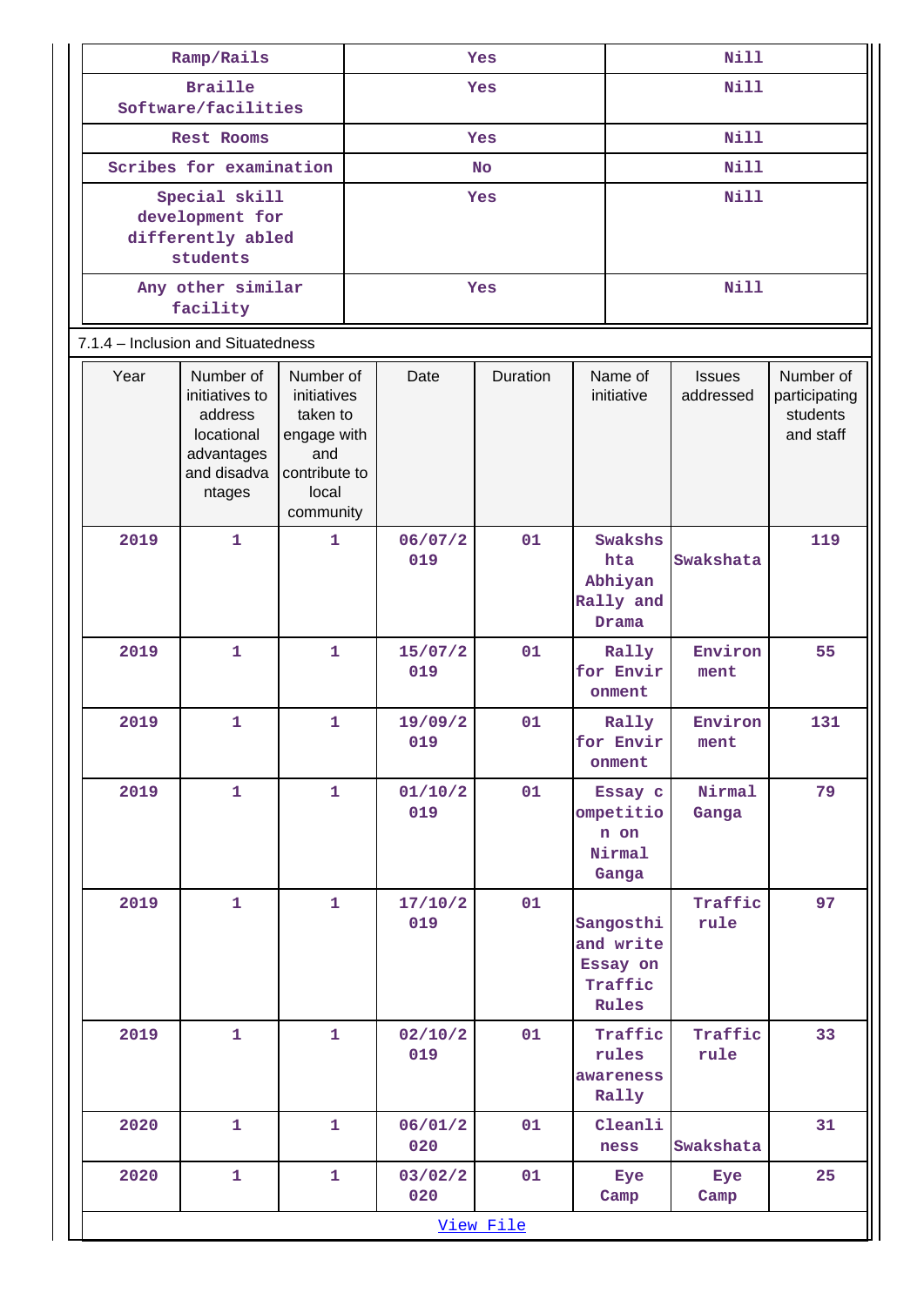| Ramp/Rails | Yes | Nill |
|---|---|---|
| Braille Software/facilities | Yes | Nill |
| Rest Rooms | Yes | Nill |
| Scribes for examination | No | Nill |
| Special skill development for differently abled students | Yes | Nill |
| Any other similar facility | Yes | Nill |

7.1.4 – Inclusion and Situatedness

| Year | Number of initiatives to address locational advantages and disadvantages | Number of initiatives taken to engage with and contribute to local community | Date | Duration | Name of initiative | Issues addressed | Number of participating students and staff |
|---|---|---|---|---|---|---|---|
| 2019 | 1 | 1 | 06/07/2019 | 01 | Swakshsta Abhiyan Rally and Drama | Swakshata | 119 |
| 2019 | 1 | 1 | 15/07/2019 | 01 | Rally for Environment | Environment | 55 |
| 2019 | 1 | 1 | 19/09/2019 | 01 | Rally for Environment | Environment | 131 |
| 2019 | 1 | 1 | 01/10/2019 | 01 | Essay competition on Nirmal Ganga | Nirmal Ganga | 79 |
| 2019 | 1 | 1 | 17/10/2019 | 01 | Sangosthi and write Essay on Traffic Rules | Traffic rule | 97 |
| 2019 | 1 | 1 | 02/10/2019 | 01 | Traffic rules awareness Rally | Traffic rule | 33 |
| 2020 | 1 | 1 | 06/01/2020 | 01 | Cleanliness | Swakshata | 31 |
| 2020 | 1 | 1 | 03/02/2020 | 01 | Eye Camp | Eye Camp | 25 |

View File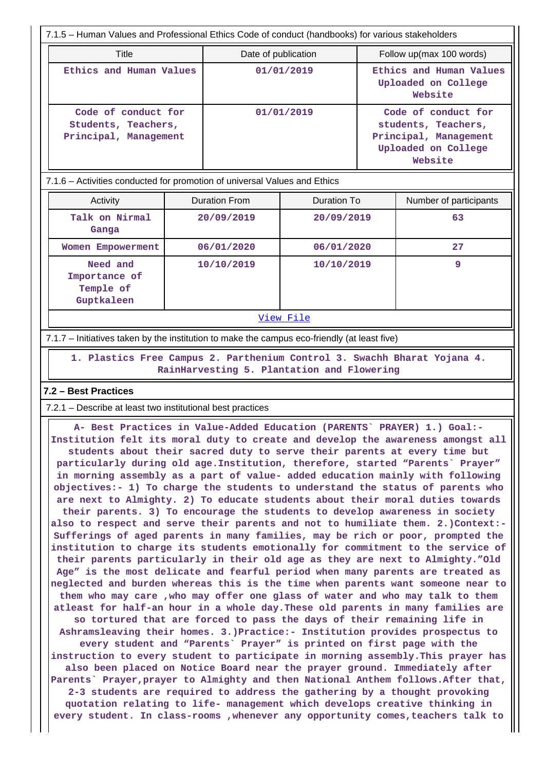7.1.5 – Human Values and Professional Ethics Code of conduct (handbooks) for various stakeholders

| Title | Date of publication | Follow up(max 100 words) |
|---|---|---|
| Ethics and Human Values | 01/01/2019 | Ethics and Human Values Uploaded on College Website |
| Code of conduct for Students, Teachers, Principal, Management | 01/01/2019 | Code of conduct for students, Teachers, Principal, Management Uploaded on College Website |

7.1.6 – Activities conducted for promotion of universal Values and Ethics

| Activity | Duration From | Duration To | Number of participants |
|---|---|---|---|
| Talk on Nirmal Ganga | 20/09/2019 | 20/09/2019 | 63 |
| Women Empowerment | 06/01/2020 | 06/01/2020 | 27 |
| Need and Importance of Temple of Guptkaleen | 10/10/2019 | 10/10/2019 | 9 |

View File

7.1.7 – Initiatives taken by the institution to make the campus eco-friendly (at least five)

1. Plastics Free Campus 2. Parthenium Control 3. Swachh Bharat Yojana 4. RainHarvesting 5. Plantation and Flowering

## 7.2 – Best Practices

7.2.1 – Describe at least two institutional best practices

A- Best Practices in Value-Added Education (PARENTS` PRAYER) 1.) Goal:- Institution felt its moral duty to create and develop the awareness amongst all students about their sacred duty to serve their parents at every time but particularly during old age.Institution, therefore, started "Parents` Prayer" in morning assembly as a part of value- added education mainly with following objectives:- 1) To charge the students to understand the status of parents who are next to Almighty. 2) To educate students about their moral duties towards their parents. 3) To encourage the students to develop awareness in society also to respect and serve their parents and not to humiliate them. 2.)Context:- Sufferings of aged parents in many families, may be rich or poor, prompted the institution to charge its students emotionally for commitment to the service of their parents particularly in their old age as they are next to Almighty."Old Age" is the most delicate and fearful period when many parents are treated as neglected and burden whereas this is the time when parents want someone near to them who may care ,who may offer one glass of water and who may talk to them atleast for half-an hour in a whole day.These old parents in many families are so tortured that are forced to pass the days of their remaining life in Ashramsleaving their homes. 3.)Practice:- Institution provides prospectus to every student and "Parents` Prayer" is printed on first page with the instruction to every student to participate in morning assembly.This prayer has also been placed on Notice Board near the prayer ground. Immediately after Parents` Prayer,prayer to Almighty and then National Anthem follows.After that, 2-3 students are required to address the gathering by a thought provoking quotation relating to life- management which develops creative thinking in every student. In class-rooms ,whenever any opportunity comes,teachers talk to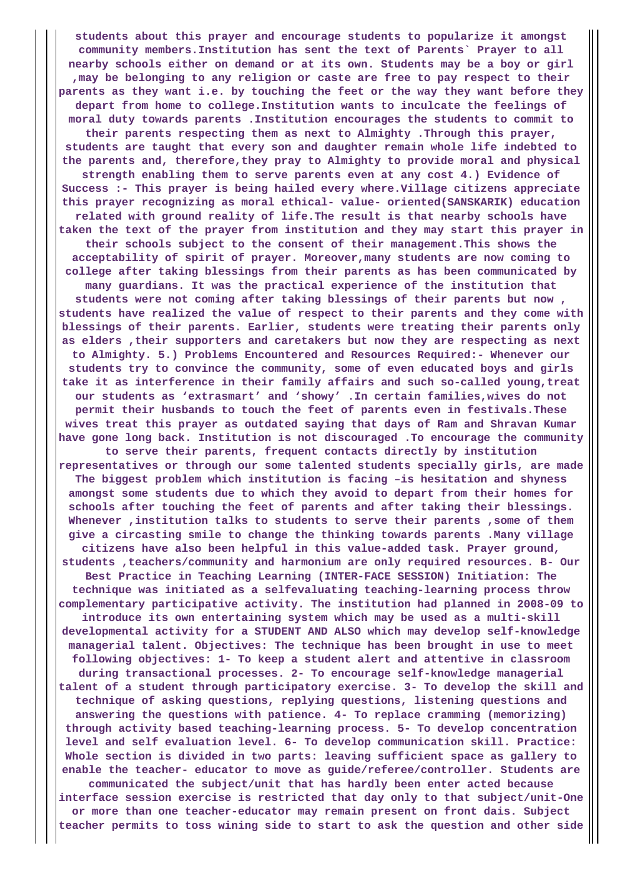students about this prayer and encourage students to popularize it amongst community members.Institution has sent the text of Parents` Prayer to all nearby schools either on demand or at its own. Students may be a boy or girl ,may be belonging to any religion or caste are free to pay respect to their parents as they want i.e. by touching the feet or the way they want before they depart from home to college.Institution wants to inculcate the feelings of moral duty towards parents .Institution encourages the students to commit to their parents respecting them as next to Almighty .Through this prayer, students are taught that every son and daughter remain whole life indebted to the parents and, therefore,they pray to Almighty to provide moral and physical strength enabling them to serve parents even at any cost 4.) Evidence of Success :- This prayer is being hailed every where.Village citizens appreciate this prayer recognizing as moral ethical- value- oriented(SANSKARIK) education related with ground reality of life.The result is that nearby schools have taken the text of the prayer from institution and they may start this prayer in their schools subject to the consent of their management.This shows the acceptability of spirit of prayer. Moreover,many students are now coming to college after taking blessings from their parents as has been communicated by many guardians. It was the practical experience of the institution that students were not coming after taking blessings of their parents but now , students have realized the value of respect to their parents and they come with blessings of their parents. Earlier, students were treating their parents only as elders ,their supporters and caretakers but now they are respecting as next to Almighty. 5.) Problems Encountered and Resources Required:- Whenever our students try to convince the community, some of even educated boys and girls take it as interference in their family affairs and such so-called young,treat our students as ‘extrasmart’ and ‘showy’ .In certain families,wives do not permit their husbands to touch the feet of parents even in festivals.These wives treat this prayer as outdated saying that days of Ram and Shravan Kumar have gone long back. Institution is not discouraged .To encourage the community to serve their parents, frequent contacts directly by institution representatives or through our some talented students specially girls, are made The biggest problem which institution is facing –is hesitation and shyness amongst some students due to which they avoid to depart from their homes for schools after touching the feet of parents and after taking their blessings. Whenever ,institution talks to students to serve their parents ,some of them give a circasting smile to change the thinking towards parents .Many village citizens have also been helpful in this value-added task. Prayer ground, students ,teachers/community and harmonium are only required resources. B- Our Best Practice in Teaching Learning (INTER-FACE SESSION) Initiation: The technique was initiated as a selfevaluating teaching-learning process throw complementary participative activity. The institution had planned in 2008-09 to introduce its own entertaining system which may be used as a multi-skill developmental activity for a STUDENT AND ALSO which may develop self-knowledge managerial talent. Objectives: The technique has been brought in use to meet following objectives: 1- To keep a student alert and attentive in classroom during transactional processes. 2- To encourage self-knowledge managerial talent of a student through participatory exercise. 3- To develop the skill and technique of asking questions, replying questions, listening questions and answering the questions with patience. 4- To replace cramming (memorizing) through activity based teaching-learning process. 5- To develop concentration level and self evaluation level. 6- To develop communication skill. Practice: Whole section is divided in two parts: leaving sufficient space as gallery to enable the teacher- educator to move as guide/referee/controller. Students are communicated the subject/unit that has hardly been enter acted because interface session exercise is restricted that day only to that subject/unit-One or more than one teacher-educator may remain present on front dais. Subject teacher permits to toss wining side to start to ask the question and other side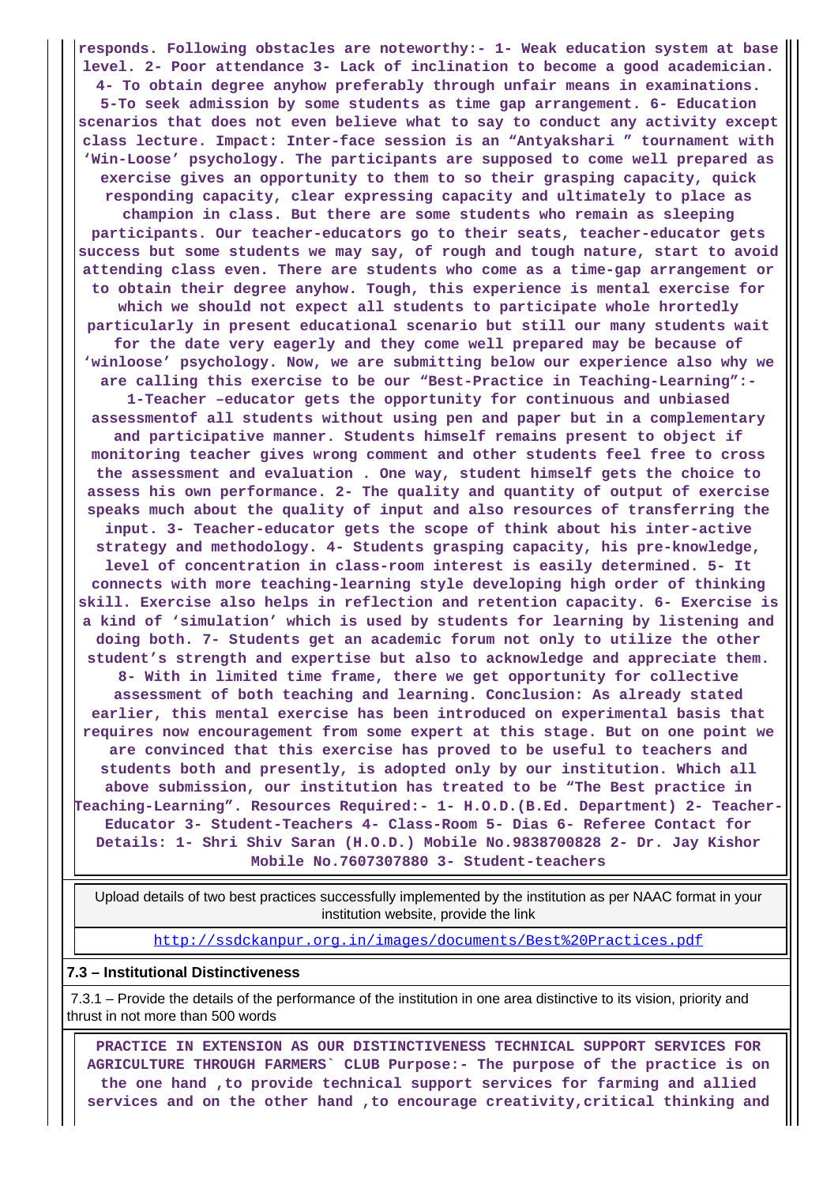**responds. Following obstacles are noteworthy:- 1- Weak education system at base level. 2- Poor attendance 3- Lack of inclination to become a good academician. 4- To obtain degree anyhow preferably through unfair means in examinations. 5-To seek admission by some students as time gap arrangement. 6- Education scenarios that does not even believe what to say to conduct any activity except class lecture. Impact: Inter-face session is an "Antyakshari " tournament with 'Win-Loose' psychology. The participants are supposed to come well prepared as exercise gives an opportunity to them to so their grasping capacity, quick responding capacity, clear expressing capacity and ultimately to place as champion in class. But there are some students who remain as sleeping participants. Our teacher-educators go to their seats, teacher-educator gets success but some students we may say, of rough and tough nature, start to avoid attending class even. There are students who come as a time-gap arrangement or to obtain their degree anyhow. Tough, this experience is mental exercise for which we should not expect all students to participate whole hrortedly particularly in present educational scenario but still our many students wait for the date very eagerly and they come well prepared may be because of 'winloose' psychology. Now, we are submitting below our experience also why we are calling this exercise to be our "Best-Practice in Teaching-Learning":- 1-Teacher –educator gets the opportunity for continuous and unbiased assessmentof all students without using pen and paper but in a complementary and participative manner. Students himself remains present to object if monitoring teacher gives wrong comment and other students feel free to cross the assessment and evaluation . One way, student himself gets the choice to assess his own performance. 2- The quality and quantity of output of exercise speaks much about the quality of input and also resources of transferring the input. 3- Teacher-educator gets the scope of think about his inter-active strategy and methodology. 4- Students grasping capacity, his pre-knowledge, level of concentration in class-room interest is easily determined. 5- It connects with more teaching-learning style developing high order of thinking skill. Exercise also helps in reflection and retention capacity. 6- Exercise is a kind of 'simulation' which is used by students for learning by listening and doing both. 7- Students get an academic forum not only to utilize the other student's strength and expertise but also to acknowledge and appreciate them. 8- With in limited time frame, there we get opportunity for collective assessment of both teaching and learning. Conclusion: As already stated earlier, this mental exercise has been introduced on experimental basis that requires now encouragement from some expert at this stage. But on one point we are convinced that this exercise has proved to be useful to teachers and students both and presently, is adopted only by our institution. Which all above submission, our institution has treated to be "The Best practice in Teaching-Learning". Resources Required:- 1- H.O.D.(B.Ed. Department) 2- Teacher-Educator 3- Student-Teachers 4- Class-Room 5- Dias 6- Referee Contact for Details: 1- Shri Shiv Saran (H.O.D.) Mobile No.9838700828 2- Dr. Jay Kishor Mobile No.7607307880 3- Student-teachers**

| Upload details of two best practices successfully implemented by the institution as per NAAC format in your institution website, provide the link |
|---|
| http://ssdckanpur.org.in/images/documents/Best%20Practices.pdf |

**7.3 – Institutional Distinctiveness**

7.3.1 – Provide the details of the performance of the institution in one area distinctive to its vision, priority and thrust in not more than 500 words

**PRACTICE IN EXTENSION AS OUR DISTINCTIVENESS TECHNICAL SUPPORT SERVICES FOR AGRICULTURE THROUGH FARMERS` CLUB Purpose:- The purpose of the practice is on the one hand ,to provide technical support services for farming and allied services and on the other hand ,to encourage creativity,critical thinking and**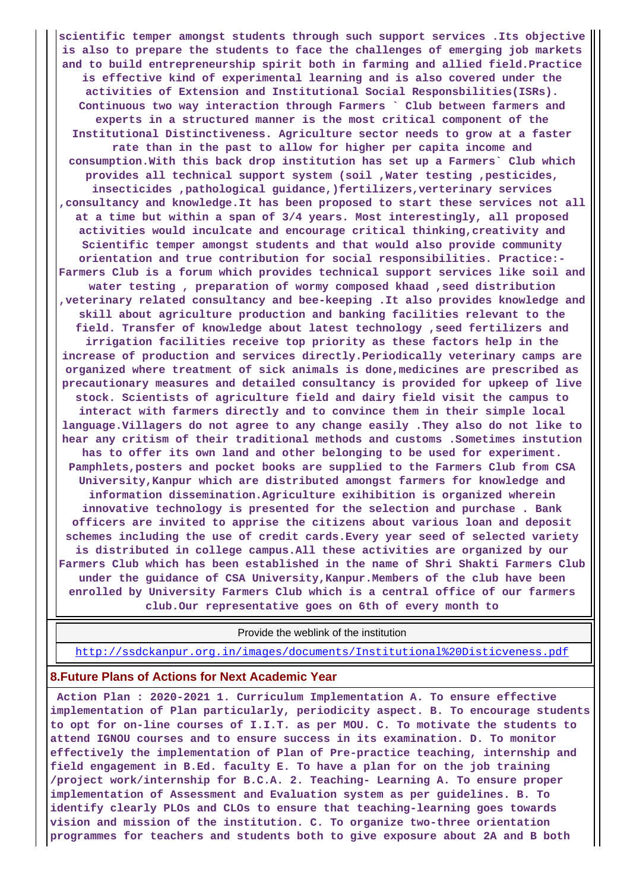scientific temper amongst students through such support services .Its objective is also to prepare the students to face the challenges of emerging job markets and to build entrepreneurship spirit both in farming and allied field.Practice is effective kind of experimental learning and is also covered under the activities of Extension and Institutional Social Responsbilities(ISRs). Continuous two way interaction through Farmers ` Club between farmers and experts in a structured manner is the most critical component of the Institutional Distinctiveness. Agriculture sector needs to grow at a faster rate than in the past to allow for higher per capita income and consumption.With this back drop institution has set up a Farmers` Club which provides all technical support system (soil ,Water testing ,pesticides, insecticides ,pathological guidance,)fertilizers,verterinary services ,consultancy and knowledge.It has been proposed to start these services not all at a time but within a span of 3/4 years. Most interestingly, all proposed activities would inculcate and encourage critical thinking,creativity and Scientific temper amongst students and that would also provide community orientation and true contribution for social responsibilities. Practice:- Farmers Club is a forum which provides technical support services like soil and water testing , preparation of wormy composed khaad ,seed distribution ,veterinary related consultancy and bee-keeping .It also provides knowledge and skill about agriculture production and banking facilities relevant to the field. Transfer of knowledge about latest technology ,seed fertilizers and irrigation facilities receive top priority as these factors help in the increase of production and services directly.Periodically veterinary camps are organized where treatment of sick animals is done,medicines are prescribed as precautionary measures and detailed consultancy is provided for upkeep of live stock. Scientists of agriculture field and dairy field visit the campus to interact with farmers directly and to convince them in their simple local language.Villagers do not agree to any change easily .They also do not like to hear any critism of their traditional methods and customs .Sometimes instution has to offer its own land and other belonging to be used for experiment. Pamphlets,posters and pocket books are supplied to the Farmers Club from CSA University,Kanpur which are distributed amongst farmers for knowledge and information dissemination.Agriculture exihibition is organized wherein innovative technology is presented for the selection and purchase . Bank officers are invited to apprise the citizens about various loan and deposit schemes including the use of credit cards.Every year seed of selected variety is distributed in college campus.All these activities are organized by our Farmers Club which has been established in the name of Shri Shakti Farmers Club under the guidance of CSA University,Kanpur.Members of the club have been enrolled by University Farmers Club which is a central office of our farmers club.Our representative goes on 6th of every month to

| Provide the weblink of the institution |
|---|
| http://ssdckanpur.org.in/images/documents/Institutional%20Disticveness.pdf |

## 8.Future Plans of Actions for Next Academic Year

Action Plan : 2020-2021 1. Curriculum Implementation A. To ensure effective implementation of Plan particularly, periodicity aspect. B. To encourage students to opt for on-line courses of I.I.T. as per MOU. C. To motivate the students to attend IGNOU courses and to ensure success in its examination. D. To monitor effectively the implementation of Plan of Pre-practice teaching, internship and field engagement in B.Ed. faculty E. To have a plan for on the job training /project work/internship for B.C.A. 2. Teaching- Learning A. To ensure proper implementation of Assessment and Evaluation system as per guidelines. B. To identify clearly PLOs and CLOs to ensure that teaching-learning goes towards vision and mission of the institution. C. To organize two-three orientation programmes for teachers and students both to give exposure about 2A and B both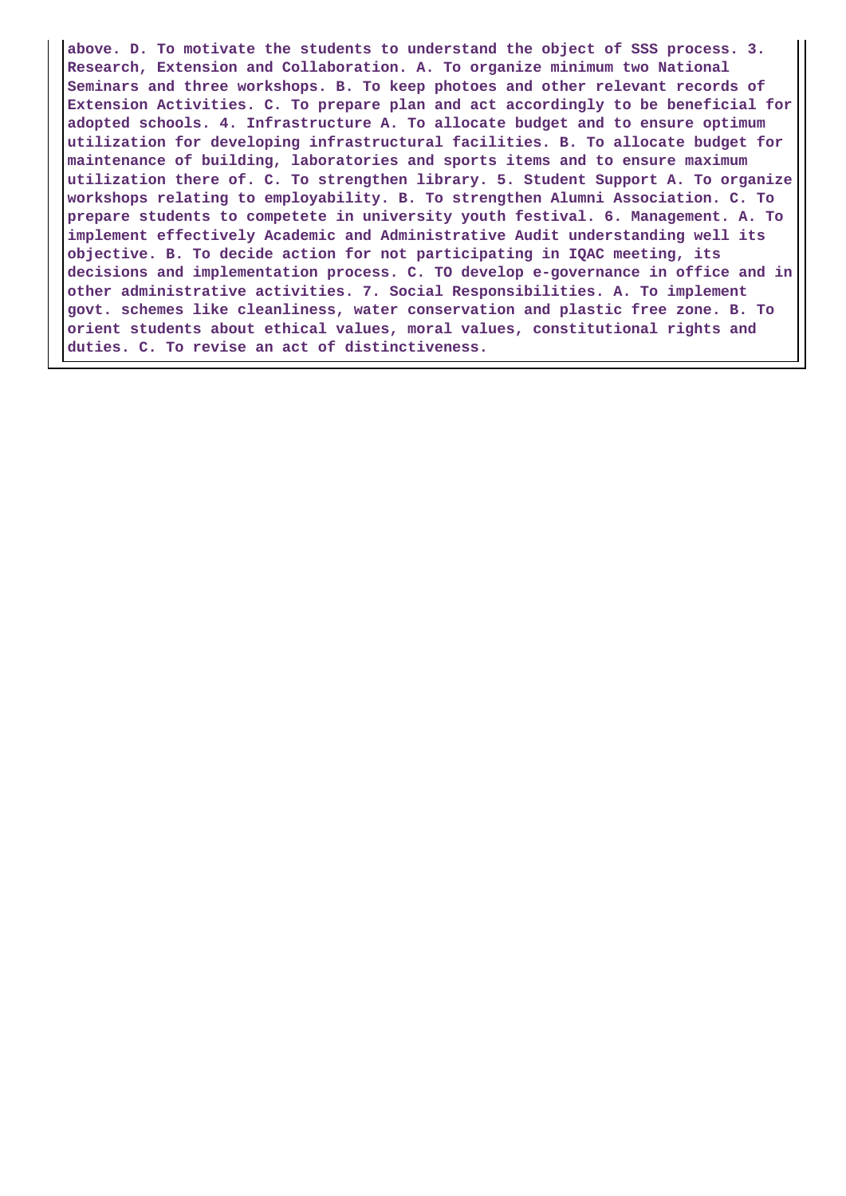**above. D. To motivate the students to understand the object of SSS process. 3. Research, Extension and Collaboration. A. To organize minimum two National Seminars and three workshops. B. To keep photoes and other relevant records of Extension Activities. C. To prepare plan and act accordingly to be beneficial for adopted schools. 4. Infrastructure A. To allocate budget and to ensure optimum utilization for developing infrastructural facilities. B. To allocate budget for maintenance of building, laboratories and sports items and to ensure maximum utilization there of. C. To strengthen library. 5. Student Support A. To organize workshops relating to employability. B. To strengthen Alumni Association. C. To prepare students to competete in university youth festival. 6. Management. A. To implement effectively Academic and Administrative Audit understanding well its objective. B. To decide action for not participating in IQAC meeting, its decisions and implementation process. C. TO develop e-governance in office and in other administrative activities. 7. Social Responsibilities. A. To implement govt. schemes like cleanliness, water conservation and plastic free zone. B. To orient students about ethical values, moral values, constitutional rights and duties. C. To revise an act of distinctiveness.**